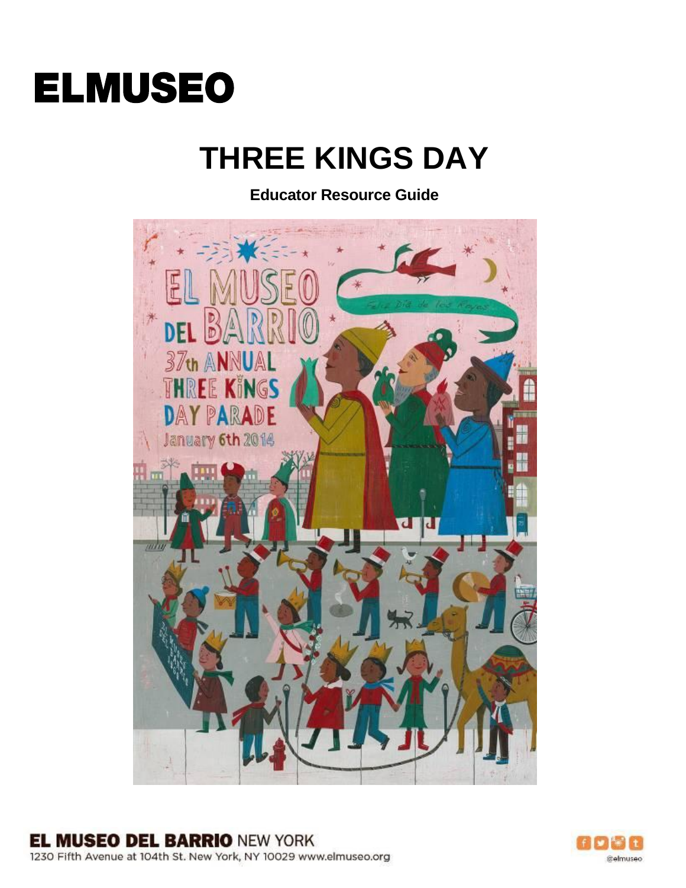# ELMUSEO

# THREE KINGS DAY

**Educator Resource Guide**

**EL MUSEO DEL BARRIO** NEW YORK
1230 Fifth Avenue at 104th St. New York, NY 10029 www.elmuseo.org

@elmuseo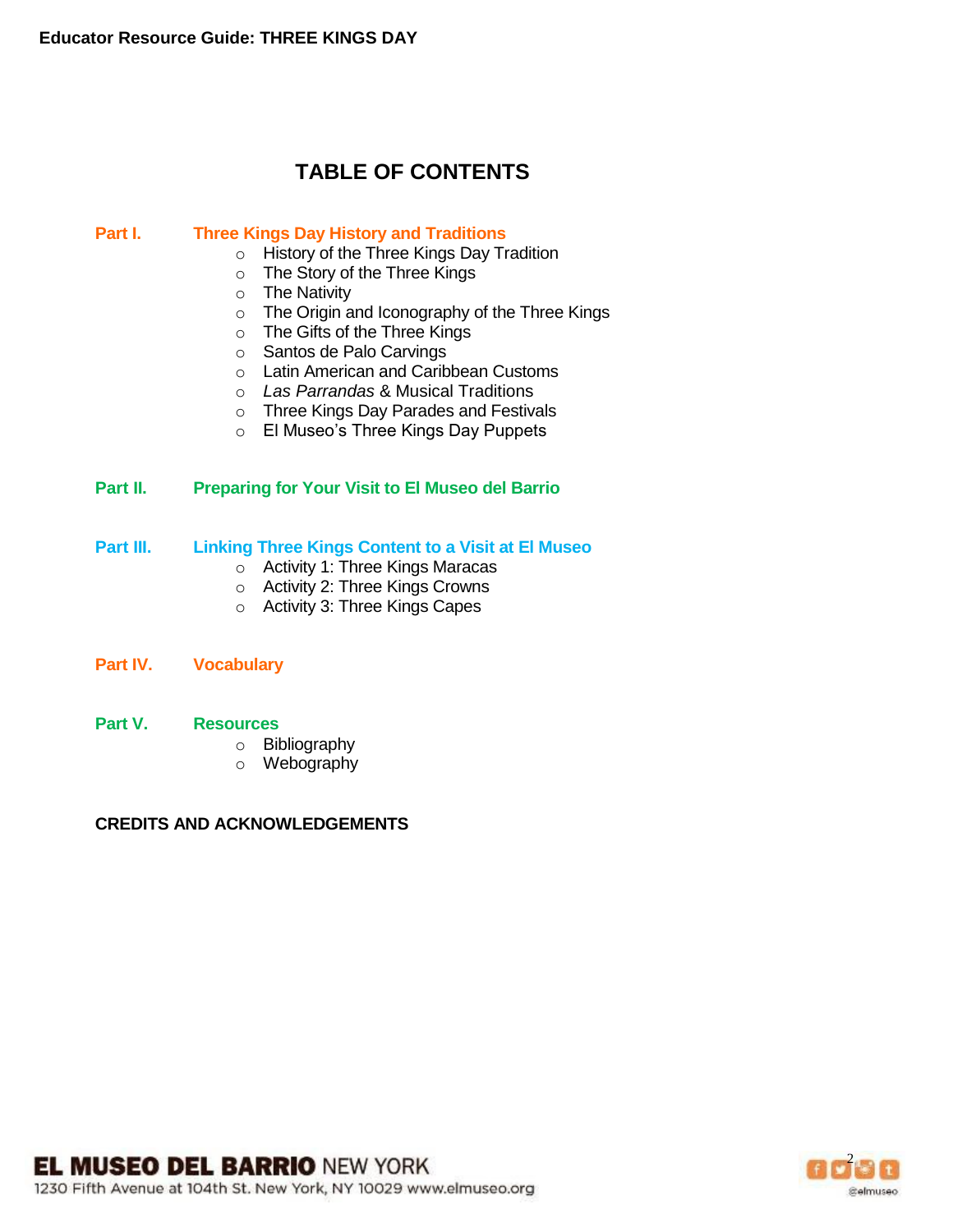# TABLE OF CONTENTS

## Part I. Three Kings Day History and Traditions

- History of the Three Kings Day Tradition
- The Story of the Three Kings
- The Nativity
- The Origin and Iconography of the Three Kings
- The Gifts of the Three Kings
- Santos de Palo Carvings
- Latin American and Caribbean Customs
- *Las Parrandas* & Musical Traditions
- Three Kings Day Parades and Festivals
- El Museo's Three Kings Day Puppets

## Part II. Preparing for Your Visit to El Museo del Barrio

## Part III. Linking Three Kings Content to a Visit at El Museo

- Activity 1: Three Kings Maracas
- Activity 2: Three Kings Crowns
- Activity 3: Three Kings Capes

## Part IV. Vocabulary

## Part V. Resources

- Bibliography
- Webography

**CREDITS AND ACKNOWLEDGEMENTS**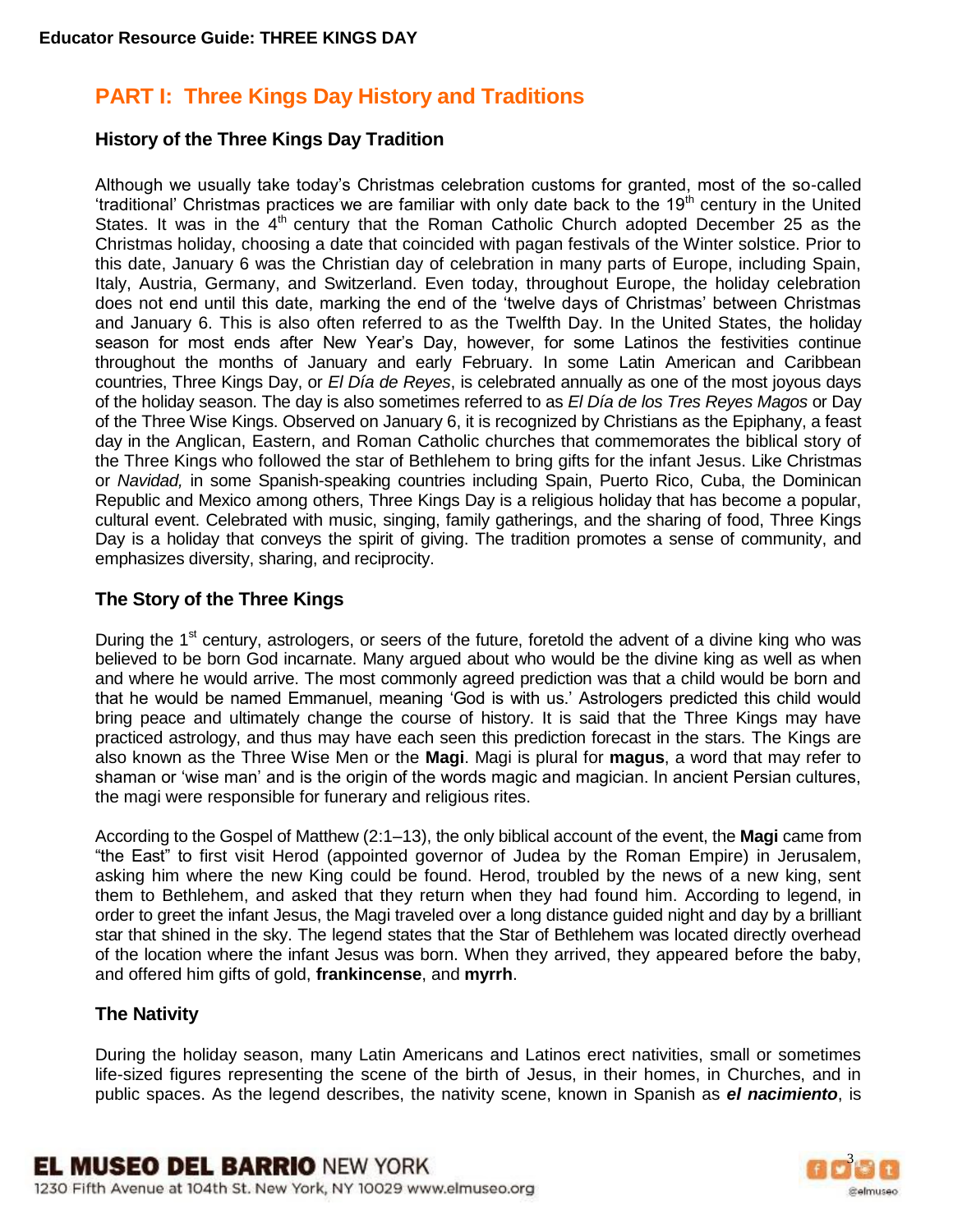# PART I: Three Kings Day History and Traditions

## History of the Three Kings Day Tradition

Although we usually take today's Christmas celebration customs for granted, most of the so-called 'traditional' Christmas practices we are familiar with only date back to the 19th century in the United States. It was in the 4th century that the Roman Catholic Church adopted December 25 as the Christmas holiday, choosing a date that coincided with pagan festivals of the Winter solstice. Prior to this date, January 6 was the Christian day of celebration in many parts of Europe, including Spain, Italy, Austria, Germany, and Switzerland. Even today, throughout Europe, the holiday celebration does not end until this date, marking the end of the 'twelve days of Christmas' between Christmas and January 6. This is also often referred to as the Twelfth Day. In the United States, the holiday season for most ends after New Year's Day, however, for some Latinos the festivities continue throughout the months of January and early February. In some Latin American and Caribbean countries, Three Kings Day, or *El Día de Reyes*, is celebrated annually as one of the most joyous days of the holiday season. The day is also sometimes referred to as *El Día de los Tres Reyes Magos* or Day of the Three Wise Kings. Observed on January 6, it is recognized by Christians as the Epiphany, a feast day in the Anglican, Eastern, and Roman Catholic churches that commemorates the biblical story of the Three Kings who followed the star of Bethlehem to bring gifts for the infant Jesus. Like Christmas or *Navidad,* in some Spanish-speaking countries including Spain, Puerto Rico, Cuba, the Dominican Republic and Mexico among others, Three Kings Day is a religious holiday that has become a popular, cultural event. Celebrated with music, singing, family gatherings, and the sharing of food, Three Kings Day is a holiday that conveys the spirit of giving. The tradition promotes a sense of community, and emphasizes diversity, sharing, and reciprocity.

## The Story of the Three Kings

During the 1st century, astrologers, or seers of the future, foretold the advent of a divine king who was believed to be born God incarnate. Many argued about who would be the divine king as well as when and where he would arrive. The most commonly agreed prediction was that a child would be born and that he would be named Emmanuel, meaning 'God is with us.' Astrologers predicted this child would bring peace and ultimately change the course of history. It is said that the Three Kings may have practiced astrology, and thus may have each seen this prediction forecast in the stars. The Kings are also known as the Three Wise Men or the **Magi**. Magi is plural for **magus**, a word that may refer to shaman or 'wise man' and is the origin of the words magic and magician. In ancient Persian cultures, the magi were responsible for funerary and religious rites.

According to the Gospel of Matthew (2:1–13), the only biblical account of the event, the **Magi** came from "the East" to first visit Herod (appointed governor of Judea by the Roman Empire) in Jerusalem, asking him where the new King could be found. Herod, troubled by the news of a new king, sent them to Bethlehem, and asked that they return when they had found him. According to legend, in order to greet the infant Jesus, the Magi traveled over a long distance guided night and day by a brilliant star that shined in the sky. The legend states that the Star of Bethlehem was located directly overhead of the location where the infant Jesus was born. When they arrived, they appeared before the baby, and offered him gifts of gold, **frankincense**, and **myrrh**.

## The Nativity

During the holiday season, many Latin Americans and Latinos erect nativities, small or sometimes life-sized figures representing the scene of the birth of Jesus, in their homes, in Churches, and in public spaces. As the legend describes, the nativity scene, known in Spanish as ***el nacimiento***, is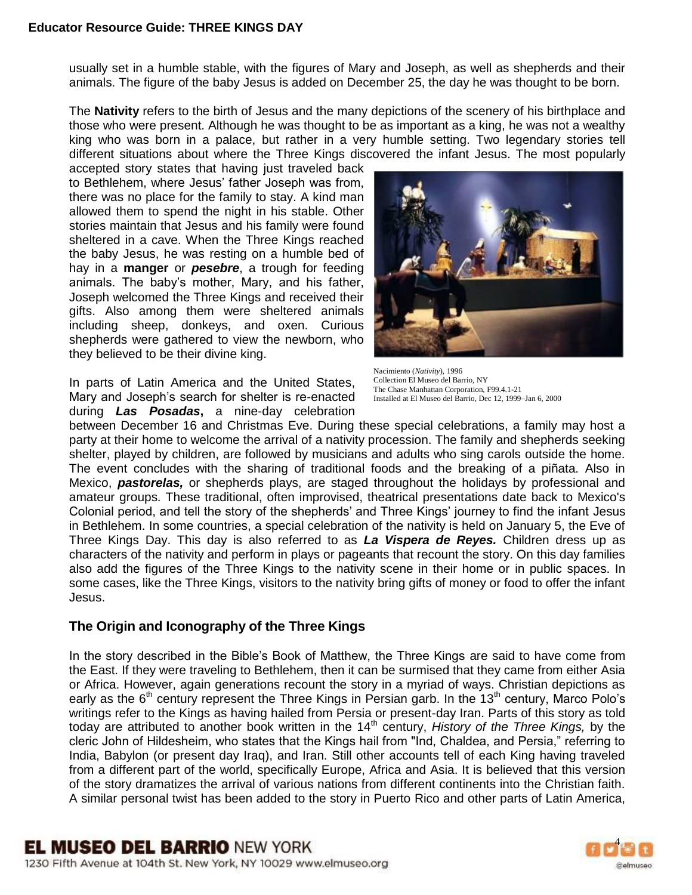usually set in a humble stable, with the figures of Mary and Joseph, as well as shepherds and their animals. The figure of the baby Jesus is added on December 25, the day he was thought to be born.

The **Nativity** refers to the birth of Jesus and the many depictions of the scenery of his birthplace and those who were present. Although he was thought to be as important as a king, he was not a wealthy king who was born in a palace, but rather in a very humble setting. Two legendary stories tell different situations about where the Three Kings discovered the infant Jesus. The most popularly accepted story states that having just traveled back to Bethlehem, where Jesus' father Joseph was from, there was no place for the family to stay. A kind man allowed them to spend the night in his stable. Other stories maintain that Jesus and his family were found sheltered in a cave. When the Three Kings reached the baby Jesus, he was resting on a humble bed of hay in a **manger** or ***pesebre***, a trough for feeding animals. The baby's mother, Mary, and his father, Joseph welcomed the Three Kings and received their gifts. Also among them were sheltered animals including sheep, donkeys, and oxen. Curious shepherds were gathered to view the newborn, who they believed to be their divine king.

Nacimiento (*Nativity*), 1996
Collection El Museo del Barrio, NY
The Chase Manhattan Corporation, F99.4.1-21
Installed at El Museo del Barrio, Dec 12, 1999–Jan 6, 2000

In parts of Latin America and the United States, Mary and Joseph's search for shelter is re-enacted during ***Las Posadas***, a nine-day celebration between December 16 and Christmas Eve. During these special celebrations, a family may host a party at their home to welcome the arrival of a nativity procession. The family and shepherds seeking shelter, played by children, are followed by musicians and adults who sing carols outside the home. The event concludes with the sharing of traditional foods and the breaking of a piñata. Also in Mexico, ***pastorelas,*** or shepherds plays, are staged throughout the holidays by professional and amateur groups. These traditional, often improvised, theatrical presentations date back to Mexico's Colonial period, and tell the story of the shepherds' and Three Kings' journey to find the infant Jesus in Bethlehem. In some countries, a special celebration of the nativity is held on January 5, the Eve of Three Kings Day. This day is also referred to as ***La Vispera de Reyes.*** Children dress up as characters of the nativity and perform in plays or pageants that recount the story. On this day families also add the figures of the Three Kings to the nativity scene in their home or in public spaces. In some cases, like the Three Kings, visitors to the nativity bring gifts of money or food to offer the infant Jesus.

## The Origin and Iconography of the Three Kings

In the story described in the Bible's Book of Matthew, the Three Kings are said to have come from the East. If they were traveling to Bethlehem, then it can be surmised that they came from either Asia or Africa. However, again generations recount the story in a myriad of ways. Christian depictions as early as the 6th century represent the Three Kings in Persian garb. In the 13th century, Marco Polo's writings refer to the Kings as having hailed from Persia or present-day Iran. Parts of this story as told today are attributed to another book written in the 14th century, *History of the Three Kings,* by the cleric John of Hildesheim, who states that the Kings hail from "Ind, Chaldea, and Persia," referring to India, Babylon (or present day Iraq), and Iran. Still other accounts tell of each King having traveled from a different part of the world, specifically Europe, Africa and Asia. It is believed that this version of the story dramatizes the arrival of various nations from different continents into the Christian faith. A similar personal twist has been added to the story in Puerto Rico and other parts of Latin America,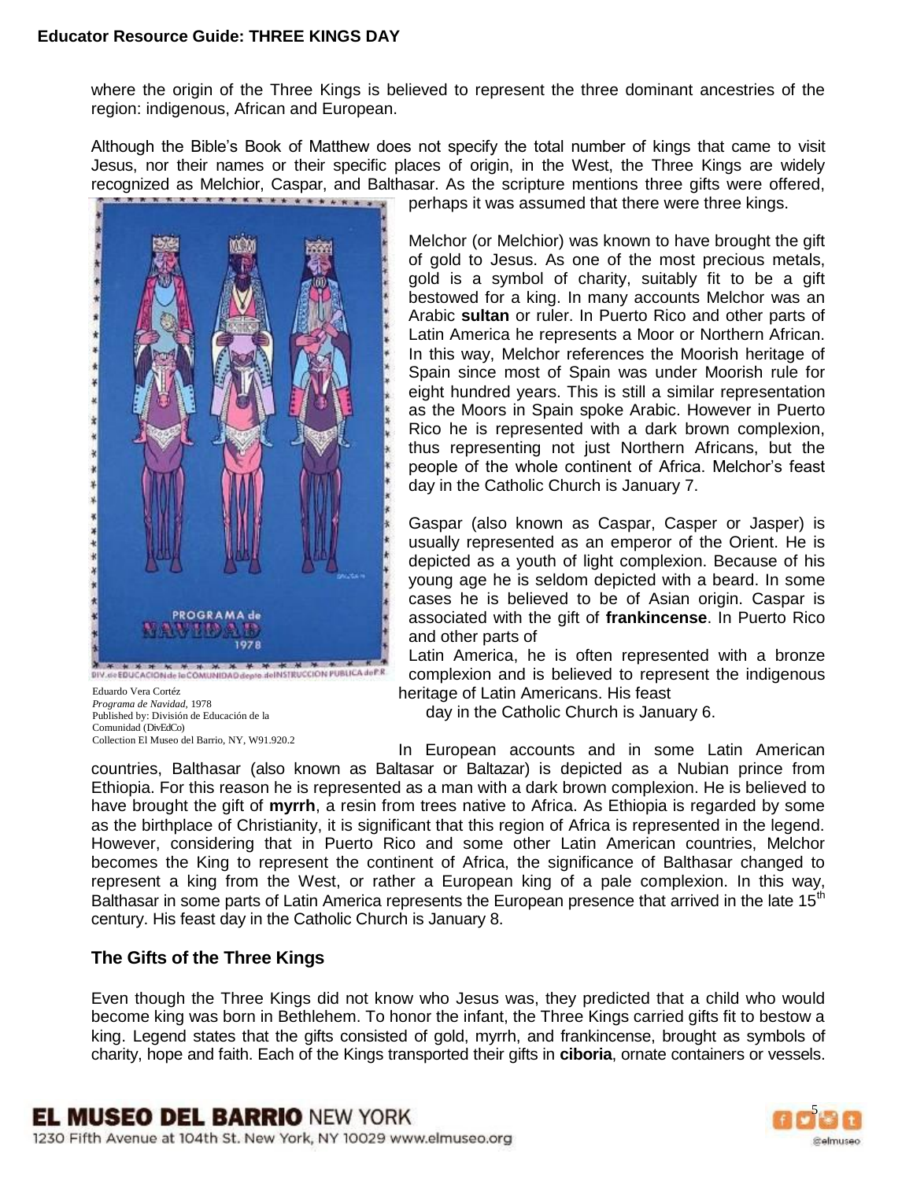where the origin of the Three Kings is believed to represent the three dominant ancestries of the region: indigenous, African and European.

Although the Bible's Book of Matthew does not specify the total number of kings that came to visit Jesus, nor their names or their specific places of origin, in the West, the Three Kings are widely recognized as Melchior, Caspar, and Balthasar. As the scripture mentions three gifts were offered, perhaps it was assumed that there were three kings.

Eduardo Vera Cortéz
*Programa de Navidad*, 1978
Published by: División de Educación de la Comunidad (DivEdCo)
Collection El Museo del Barrio, NY, W91.920.2

Melchor (or Melchior) was known to have brought the gift of gold to Jesus. As one of the most precious metals, gold is a symbol of charity, suitably fit to be a gift bestowed for a king. In many accounts Melchor was an Arabic **sultan** or ruler. In Puerto Rico and other parts of Latin America he represents a Moor or Northern African. In this way, Melchor references the Moorish heritage of Spain since most of Spain was under Moorish rule for eight hundred years. This is still a similar representation as the Moors in Spain spoke Arabic. However in Puerto Rico he is represented with a dark brown complexion, thus representing not just Northern Africans, but the people of the whole continent of Africa. Melchor's feast day in the Catholic Church is January 7.

Gaspar (also known as Caspar, Casper or Jasper) is usually represented as an emperor of the Orient. He is depicted as a youth of light complexion. Because of his young age he is seldom depicted with a beard. In some cases he is believed to be of Asian origin. Caspar is associated with the gift of **frankincense**. In Puerto Rico and other parts of Latin America, he is often represented with a bronze complexion and is believed to represent the indigenous heritage of Latin Americans. His feast day in the Catholic Church is January 6.

In European accounts and in some Latin American countries, Balthasar (also known as Baltasar or Baltazar) is depicted as a Nubian prince from Ethiopia. For this reason he is represented as a man with a dark brown complexion. He is believed to have brought the gift of **myrrh**, a resin from trees native to Africa. As Ethiopia is regarded by some as the birthplace of Christianity, it is significant that this region of Africa is represented in the legend. However, considering that in Puerto Rico and some other Latin American countries, Melchor becomes the King to represent the continent of Africa, the significance of Balthasar changed to represent a king from the West, or rather a European king of a pale complexion. In this way, Balthasar in some parts of Latin America represents the European presence that arrived in the late 15th century. His feast day in the Catholic Church is January 8.

## The Gifts of the Three Kings

Even though the Three Kings did not know who Jesus was, they predicted that a child who would become king was born in Bethlehem. To honor the infant, the Three Kings carried gifts fit to bestow a king. Legend states that the gifts consisted of gold, myrrh, and frankincense, brought as symbols of charity, hope and faith. Each of the Kings transported their gifts in **ciboria**, ornate containers or vessels.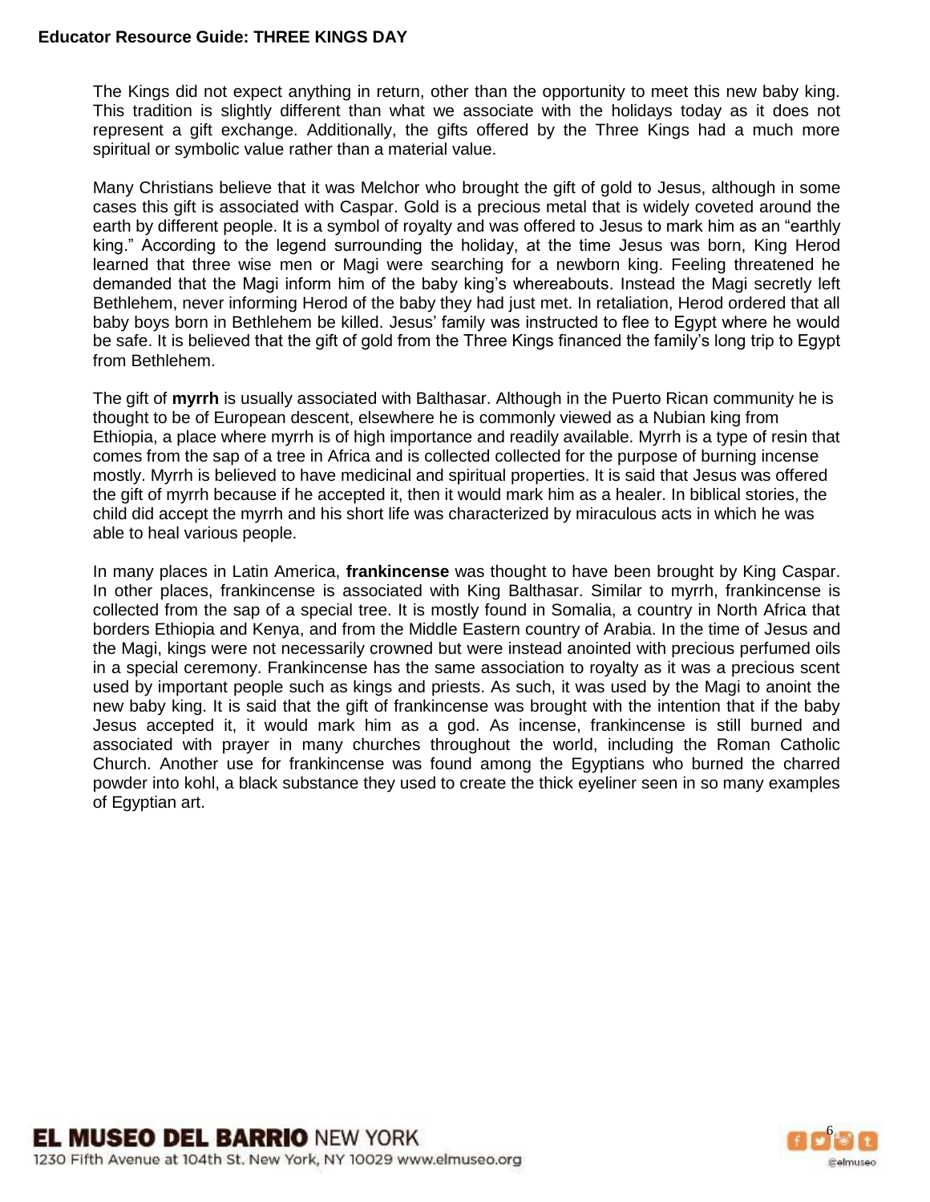The Kings did not expect anything in return, other than the opportunity to meet this new baby king. This tradition is slightly different than what we associate with the holidays today as it does not represent a gift exchange. Additionally, the gifts offered by the Three Kings had a much more spiritual or symbolic value rather than a material value.

Many Christians believe that it was Melchor who brought the gift of gold to Jesus, although in some cases this gift is associated with Caspar. Gold is a precious metal that is widely coveted around the earth by different people. It is a symbol of royalty and was offered to Jesus to mark him as an "earthly king." According to the legend surrounding the holiday, at the time Jesus was born, King Herod learned that three wise men or Magi were searching for a newborn king. Feeling threatened he demanded that the Magi inform him of the baby king's whereabouts. Instead the Magi secretly left Bethlehem, never informing Herod of the baby they had just met. In retaliation, Herod ordered that all baby boys born in Bethlehem be killed. Jesus' family was instructed to flee to Egypt where he would be safe. It is believed that the gift of gold from the Three Kings financed the family's long trip to Egypt from Bethlehem.

The gift of **myrrh** is usually associated with Balthasar. Although in the Puerto Rican community he is thought to be of European descent, elsewhere he is commonly viewed as a Nubian king from Ethiopia, a place where myrrh is of high importance and readily available. Myrrh is a type of resin that comes from the sap of a tree in Africa and is collected collected for the purpose of burning incense mostly. Myrrh is believed to have medicinal and spiritual properties. It is said that Jesus was offered the gift of myrrh because if he accepted it, then it would mark him as a healer. In biblical stories, the child did accept the myrrh and his short life was characterized by miraculous acts in which he was able to heal various people.

In many places in Latin America, **frankincense** was thought to have been brought by King Caspar. In other places, frankincense is associated with King Balthasar. Similar to myrrh, frankincense is collected from the sap of a special tree. It is mostly found in Somalia, a country in North Africa that borders Ethiopia and Kenya, and from the Middle Eastern country of Arabia. In the time of Jesus and the Magi, kings were not necessarily crowned but were instead anointed with precious perfumed oils in a special ceremony. Frankincense has the same association to royalty as it was a precious scent used by important people such as kings and priests. As such, it was used by the Magi to anoint the new baby king. It is said that the gift of frankincense was brought with the intention that if the baby Jesus accepted it, it would mark him as a god. As incense, frankincense is still burned and associated with prayer in many churches throughout the world, including the Roman Catholic Church. Another use for frankincense was found among the Egyptians who burned the charred powder into kohl, a black substance they used to create the thick eyeliner seen in so many examples of Egyptian art.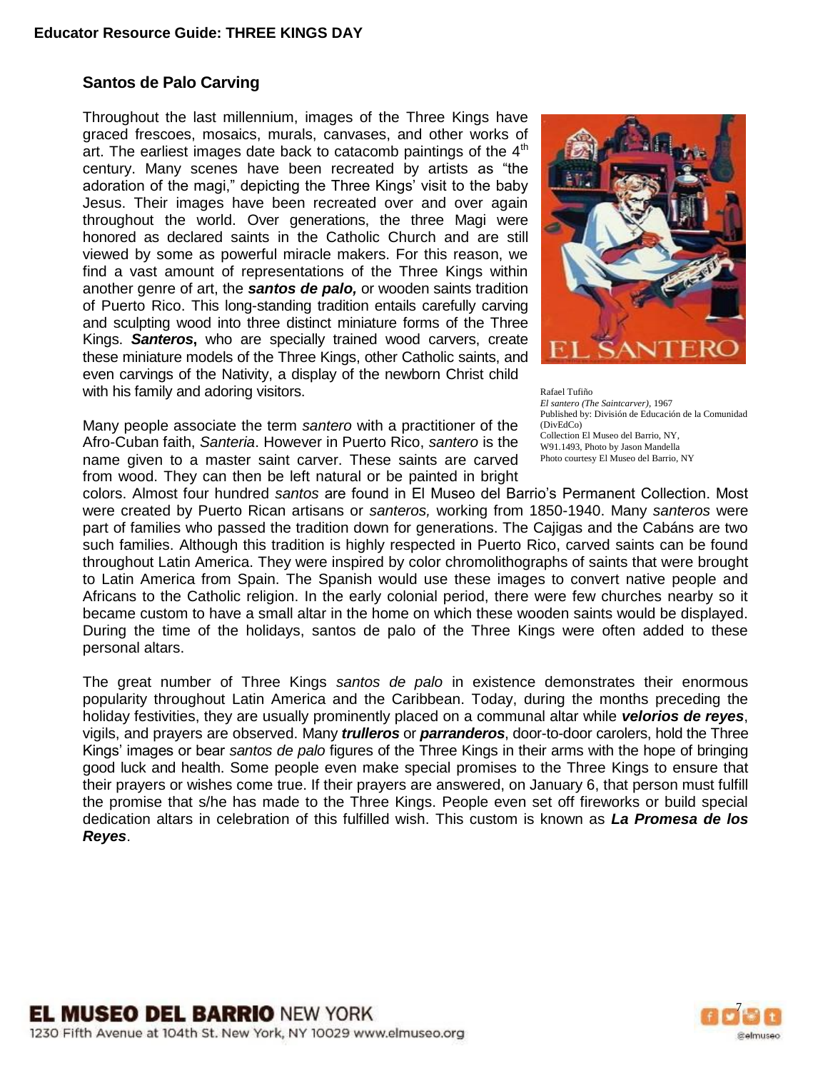## Santos de Palo Carving

Throughout the last millennium, images of the Three Kings have graced frescoes, mosaics, murals, canvases, and other works of art. The earliest images date back to catacomb paintings of the 4th century. Many scenes have been recreated by artists as "the adoration of the magi," depicting the Three Kings' visit to the baby Jesus. Their images have been recreated over and over again throughout the world. Over generations, the three Magi were honored as declared saints in the Catholic Church and are still viewed by some as powerful miracle makers. For this reason, we find a vast amount of representations of the Three Kings within another genre of art, the ***santos de palo,*** or wooden saints tradition of Puerto Rico. This long-standing tradition entails carefully carving and sculpting wood into three distinct miniature forms of the Three Kings. ***Santeros***, who are specially trained wood carvers, create these miniature models of the Three Kings, other Catholic saints, and even carvings of the Nativity, a display of the newborn Christ child with his family and adoring visitors.

Rafael Tufiño
*El santero (The Saintcarver)*, 1967
Published by: División de Educación de la Comunidad (DivEdCo)
Collection El Museo del Barrio, NY,
W91.1493, Photo by Jason Mandella
Photo courtesy El Museo del Barrio, NY

Many people associate the term *santero* with a practitioner of the Afro-Cuban faith, *Santeria*. However in Puerto Rico, *santero* is the name given to a master saint carver. These saints are carved from wood. They can then be left natural or be painted in bright colors. Almost four hundred *santos* are found in El Museo del Barrio's Permanent Collection. Most were created by Puerto Rican artisans or *santeros,* working from 1850-1940. Many *santeros* were part of families who passed the tradition down for generations. The Cajigas and the Cabáns are two such families. Although this tradition is highly respected in Puerto Rico, carved saints can be found throughout Latin America. They were inspired by color chromolithographs of saints that were brought to Latin America from Spain. The Spanish would use these images to convert native people and Africans to the Catholic religion. In the early colonial period, there were few churches nearby so it became custom to have a small altar in the home on which these wooden saints would be displayed. During the time of the holidays, santos de palo of the Three Kings were often added to these personal altars.

The great number of Three Kings *santos de palo* in existence demonstrates their enormous popularity throughout Latin America and the Caribbean. Today, during the months preceding the holiday festivities, they are usually prominently placed on a communal altar while ***velorios de reyes***, vigils, and prayers are observed. Many ***trulleros*** or ***parranderos***, door-to-door carolers, hold the Three Kings' images or bear *santos de palo* figures of the Three Kings in their arms with the hope of bringing good luck and health. Some people even make special promises to the Three Kings to ensure that their prayers or wishes come true. If their prayers are answered, on January 6, that person must fulfill the promise that s/he has made to the Three Kings. People even set off fireworks or build special dedication altars in celebration of this fulfilled wish. This custom is known as ***La Promesa de los Reyes***.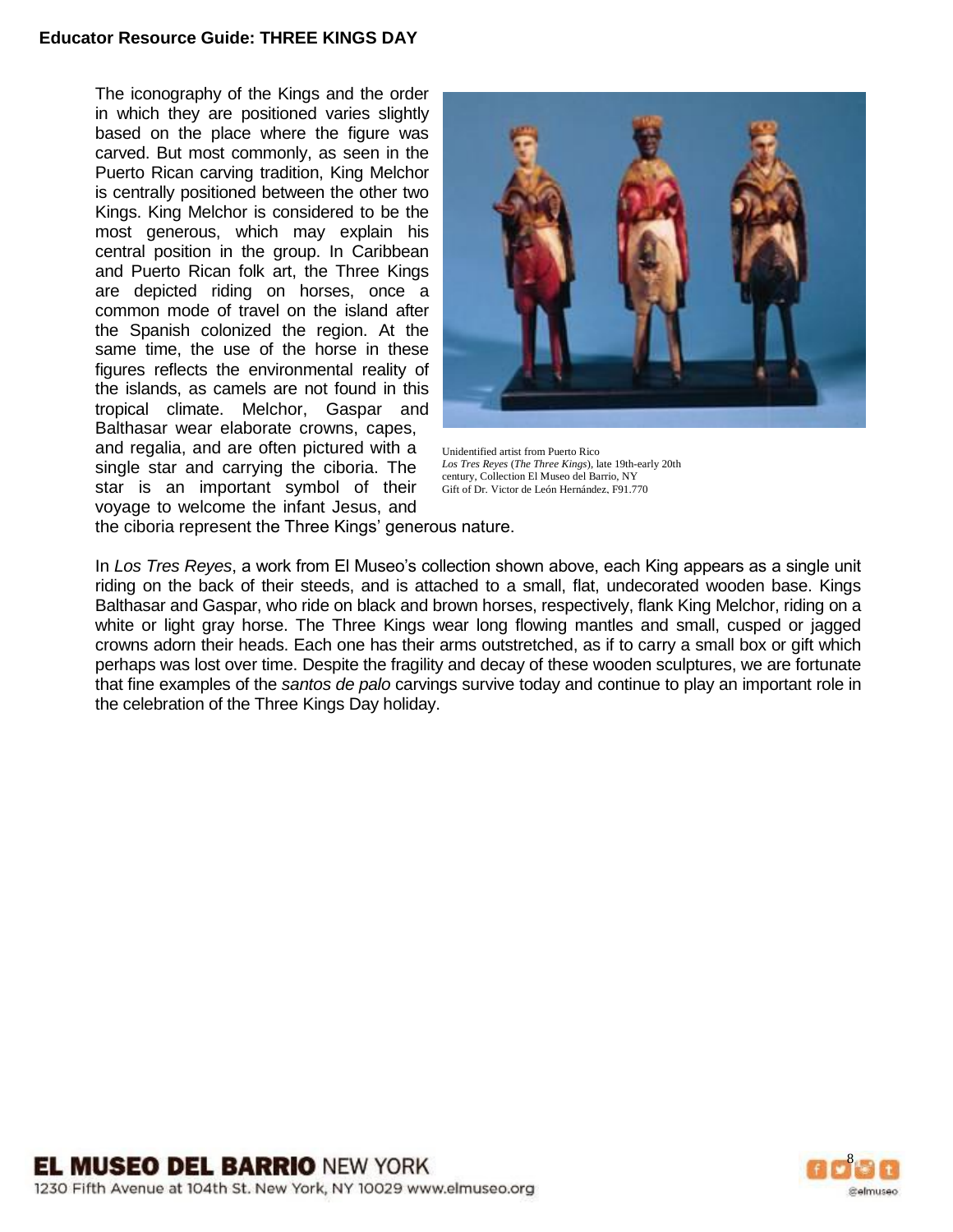The iconography of the Kings and the order in which they are positioned varies slightly based on the place where the figure was carved. But most commonly, as seen in the Puerto Rican carving tradition, King Melchor is centrally positioned between the other two Kings. King Melchor is considered to be the most generous, which may explain his central position in the group. In Caribbean and Puerto Rican folk art, the Three Kings are depicted riding on horses, once a common mode of travel on the island after the Spanish colonized the region. At the same time, the use of the horse in these figures reflects the environmental reality of the islands, as camels are not found in this tropical climate. Melchor, Gaspar and Balthasar wear elaborate crowns, capes, and regalia, and are often pictured with a single star and carrying the ciboria. The star is an important symbol of their voyage to welcome the infant Jesus, and the ciboria represent the Three Kings' generous nature.

Unidentified artist from Puerto Rico
*Los Tres Reyes* (*The Three Kings*), late 19th-early 20th century, Collection El Museo del Barrio, NY
Gift of Dr. Victor de León Hernández, F91.770

In *Los Tres Reyes*, a work from El Museo's collection shown above, each King appears as a single unit riding on the back of their steeds, and is attached to a small, flat, undecorated wooden base. Kings Balthasar and Gaspar, who ride on black and brown horses, respectively, flank King Melchor, riding on a white or light gray horse. The Three Kings wear long flowing mantles and small, cusped or jagged crowns adorn their heads. Each one has their arms outstretched, as if to carry a small box or gift which perhaps was lost over time. Despite the fragility and decay of these wooden sculptures, we are fortunate that fine examples of the *santos de palo* carvings survive today and continue to play an important role in the celebration of the Three Kings Day holiday.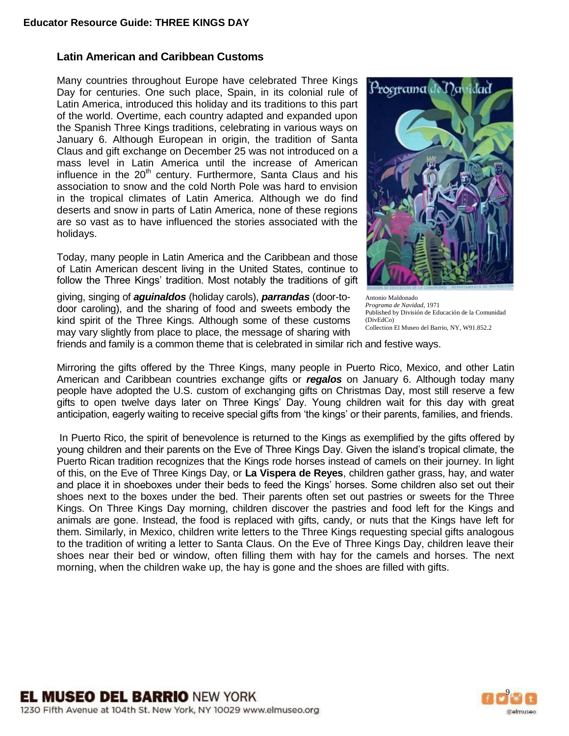## Latin American and Caribbean Customs

Many countries throughout Europe have celebrated Three Kings Day for centuries. One such place, Spain, in its colonial rule of Latin America, introduced this holiday and its traditions to this part of the world. Overtime, each country adapted and expanded upon the Spanish Three Kings traditions, celebrating in various ways on January 6. Although European in origin, the tradition of Santa Claus and gift exchange on December 25 was not introduced on a mass level in Latin America until the increase of American influence in the 20th century. Furthermore, Santa Claus and his association to snow and the cold North Pole was hard to envision in the tropical climates of Latin America. Although we do find deserts and snow in parts of Latin America, none of these regions are so vast as to have influenced the stories associated with the holidays.

Today, many people in Latin America and the Caribbean and those of Latin American descent living in the United States, continue to follow the Three Kings' tradition. Most notably the traditions of gift giving, singing of ***aguinaldos*** (holiday carols), ***parrandas*** (door-to-door caroling), and the sharing of food and sweets embody the kind spirit of the Three Kings. Although some of these customs may vary slightly from place to place, the message of sharing with friends and family is a common theme that is celebrated in similar rich and festive ways.

Antonio Maldonado
*Programa de Navidad*, 1971
Published by División de Educación de la Comunidad (DivEdCo)
Collection El Museo del Barrio, NY, W91.852.2

Mirroring the gifts offered by the Three Kings, many people in Puerto Rico, Mexico, and other Latin American and Caribbean countries exchange gifts or ***regalos*** on January 6. Although today many people have adopted the U.S. custom of exchanging gifts on Christmas Day, most still reserve a few gifts to open twelve days later on Three Kings' Day. Young children wait for this day with great anticipation, eagerly waiting to receive special gifts from 'the kings' or their parents, families, and friends.

In Puerto Rico, the spirit of benevolence is returned to the Kings as exemplified by the gifts offered by young children and their parents on the Eve of Three Kings Day. Given the island's tropical climate, the Puerto Rican tradition recognizes that the Kings rode horses instead of camels on their journey. In light of this, on the Eve of Three Kings Day, or **La Vispera de Reyes**, children gather grass, hay, and water and place it in shoeboxes under their beds to feed the Kings' horses. Some children also set out their shoes next to the boxes under the bed. Their parents often set out pastries or sweets for the Three Kings. On Three Kings Day morning, children discover the pastries and food left for the Kings and animals are gone. Instead, the food is replaced with gifts, candy, or nuts that the Kings have left for them. Similarly, in Mexico, children write letters to the Three Kings requesting special gifts analogous to the tradition of writing a letter to Santa Claus. On the Eve of Three Kings Day, children leave their shoes near their bed or window, often filling them with hay for the camels and horses. The next morning, when the children wake up, the hay is gone and the shoes are filled with gifts.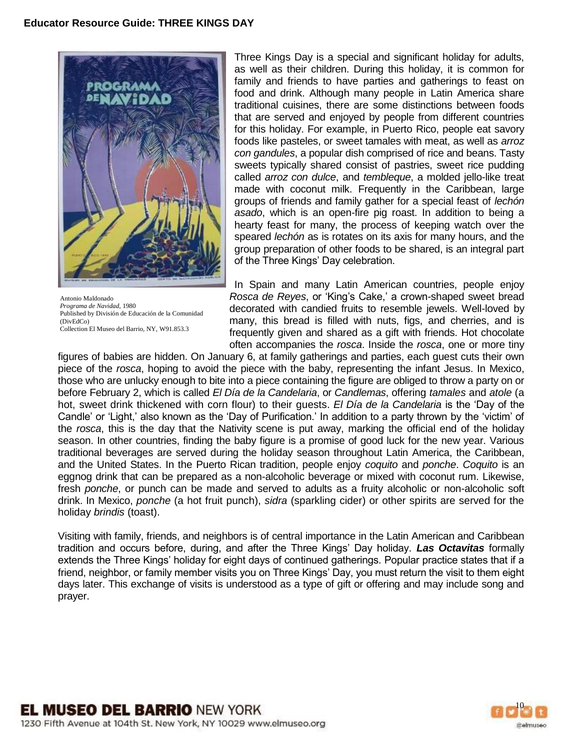Antonio Maldonado
*Programa de Navidad*, 1980
Published by División de Educación de la Comunidad (DivEdCo)
Collection El Museo del Barrio, NY, W91.853.3

Three Kings Day is a special and significant holiday for adults, as well as their children. During this holiday, it is common for family and friends to have parties and gatherings to feast on food and drink. Although many people in Latin America share traditional cuisines, there are some distinctions between foods that are served and enjoyed by people from different countries for this holiday. For example, in Puerto Rico, people eat savory foods like pasteles, or sweet tamales with meat, as well as *arroz con gandules*, a popular dish comprised of rice and beans. Tasty sweets typically shared consist of pastries, sweet rice pudding called *arroz con dulce*, and *tembleque*, a molded jello-like treat made with coconut milk. Frequently in the Caribbean, large groups of friends and family gather for a special feast of *lechón asado*, which is an open-fire pig roast. In addition to being a hearty feast for many, the process of keeping watch over the speared *lechón* as is rotates on its axis for many hours, and the group preparation of other foods to be shared, is an integral part of the Three Kings' Day celebration.

In Spain and many Latin American countries, people enjoy *Rosca de Reyes*, or 'King's Cake,' a crown-shaped sweet bread decorated with candied fruits to resemble jewels. Well-loved by many, this bread is filled with nuts, figs, and cherries, and is frequently given and shared as a gift with friends. Hot chocolate often accompanies the *rosca*. Inside the *rosca*, one or more tiny figures of babies are hidden. On January 6, at family gatherings and parties, each guest cuts their own piece of the *rosca*, hoping to avoid the piece with the baby, representing the infant Jesus. In Mexico, those who are unlucky enough to bite into a piece containing the figure are obliged to throw a party on or before February 2, which is called *El Día de la Candelaria*, or *Candlemas*, offering *tamales* and *atole* (a hot, sweet drink thickened with corn flour) to their guests. *El Día de la Candelaria* is the 'Day of the Candle' or 'Light,' also known as the 'Day of Purification.' In addition to a party thrown by the 'victim' of the *rosca*, this is the day that the Nativity scene is put away, marking the official end of the holiday season. In other countries, finding the baby figure is a promise of good luck for the new year. Various traditional beverages are served during the holiday season throughout Latin America, the Caribbean, and the United States. In the Puerto Rican tradition, people enjoy *coquito* and *ponche*. *Coquito* is an eggnog drink that can be prepared as a non-alcoholic beverage or mixed with coconut rum. Likewise, fresh *ponche*, or punch can be made and served to adults as a fruity alcoholic or non-alcoholic soft drink. In Mexico, *ponche* (a hot fruit punch), *sidra* (sparkling cider) or other spirits are served for the holiday *brindis* (toast).

Visiting with family, friends, and neighbors is of central importance in the Latin American and Caribbean tradition and occurs before, during, and after the Three Kings' Day holiday. ***Las Octavitas*** formally extends the Three Kings' holiday for eight days of continued gatherings. Popular practice states that if a friend, neighbor, or family member visits you on Three Kings' Day, you must return the visit to them eight days later. This exchange of visits is understood as a type of gift or offering and may include song and prayer.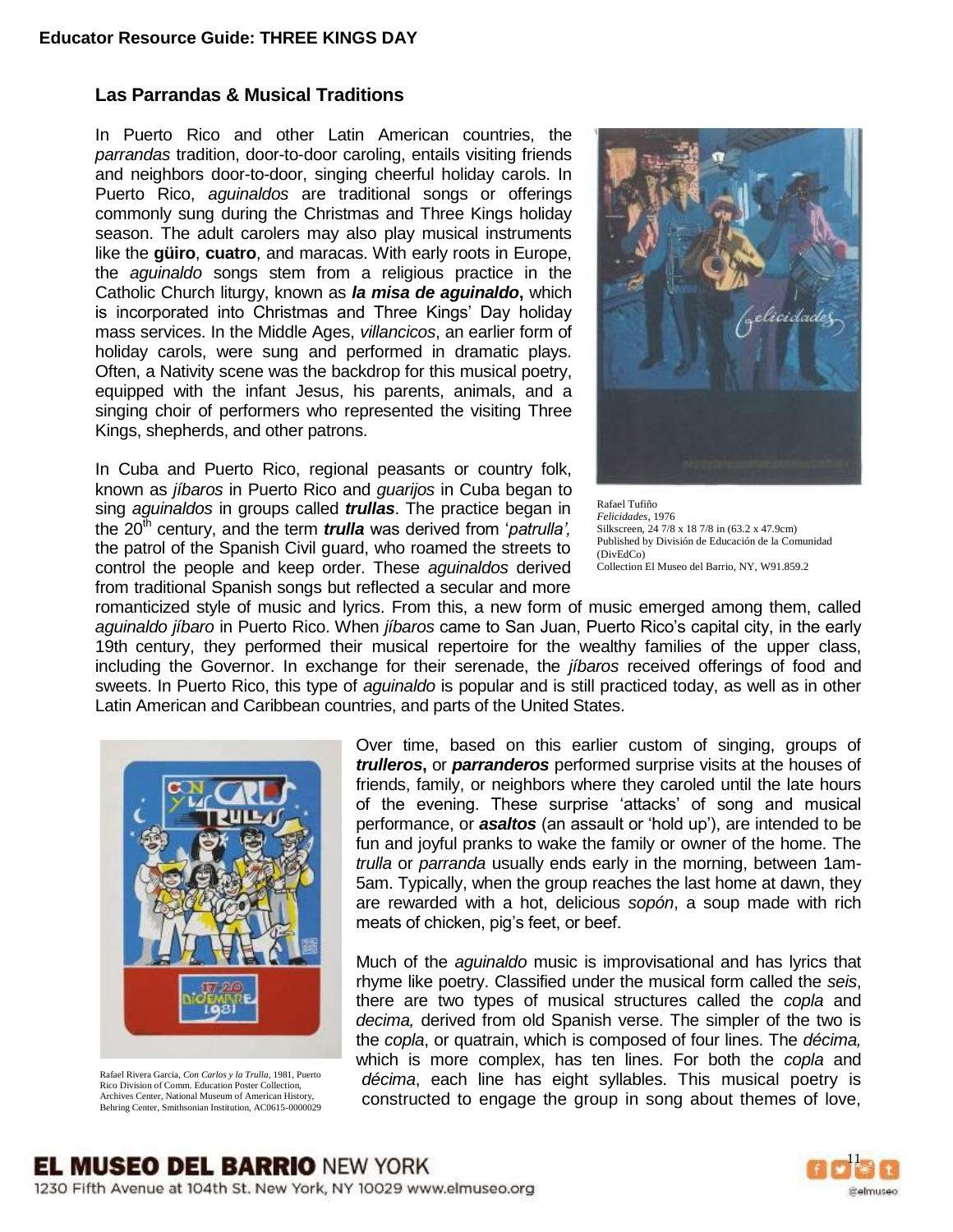## Las Parrandas & Musical Traditions

In Puerto Rico and other Latin American countries, the *parrandas* tradition, door-to-door caroling, entails visiting friends and neighbors door-to-door, singing cheerful holiday carols. In Puerto Rico, *aguinaldos* are traditional songs or offerings commonly sung during the Christmas and Three Kings holiday season. The adult carolers may also play musical instruments like the **güiro**, **cuatro**, and maracas. With early roots in Europe, the *aguinaldo* songs stem from a religious practice in the Catholic Church liturgy, known as ***la misa de aguinaldo*****,** which is incorporated into Christmas and Three Kings' Day holiday mass services. In the Middle Ages, *villancicos*, an earlier form of holiday carols, were sung and performed in dramatic plays. Often, a Nativity scene was the backdrop for this musical poetry, equipped with the infant Jesus, his parents, animals, and a singing choir of performers who represented the visiting Three Kings, shepherds, and other patrons.

Rafael Tufiño
*Felicidades*, 1976
Silkscreen, 24 7/8 x 18 7/8 in (63.2 x 47.9cm)
Published by División de Educación de la Comunidad (DivEdCo)
Collection El Museo del Barrio, NY, W91.859.2

In Cuba and Puerto Rico, regional peasants or country folk, known as *jíbaros* in Puerto Rico and *guarijos* in Cuba began to sing *aguinaldos* in groups called ***trullas***. The practice began in the 20th century, and the term ***trulla*** was derived from '*patrulla',* the patrol of the Spanish Civil guard, who roamed the streets to control the people and keep order. These *aguinaldos* derived from traditional Spanish songs but reflected a secular and more romanticized style of music and lyrics. From this, a new form of music emerged among them, called *aguinaldo jíbaro* in Puerto Rico. When *jíbaros* came to San Juan, Puerto Rico's capital city, in the early 19th century, they performed their musical repertoire for the wealthy families of the upper class, including the Governor. In exchange for their serenade, the *jíbaros* received offerings of food and sweets. In Puerto Rico, this type of *aguinaldo* is popular and is still practiced today, as well as in other Latin American and Caribbean countries, and parts of the United States.

Rafael Rivera Garcia, *Con Carlos y la Trulla*, 1981, Puerto Rico Division of Comm. Education Poster Collection, Archives Center, National Museum of American History, Behring Center, Smithsonian Institution, AC0615-0000029

Over time, based on this earlier custom of singing, groups of ***trulleros*****,** or ***parranderos*** performed surprise visits at the houses of friends, family, or neighbors where they caroled until the late hours of the evening. These surprise 'attacks' of song and musical performance, or ***asaltos*** (an assault or 'hold up'), are intended to be fun and joyful pranks to wake the family or owner of the home. The *trulla* or *parranda* usually ends early in the morning, between 1am-5am. Typically, when the group reaches the last home at dawn, they are rewarded with a hot, delicious *sopón*, a soup made with rich meats of chicken, pig's feet, or beef.

Much of the *aguinaldo* music is improvisational and has lyrics that rhyme like poetry. Classified under the musical form called the *seis*, there are two types of musical structures called the *copla* and *decima,* derived from old Spanish verse. The simpler of the two is the *copla*, or quatrain, which is composed of four lines. The *décima,* which is more complex, has ten lines. For both the *copla* and *décima*, each line has eight syllables. This musical poetry is constructed to engage the group in song about themes of love,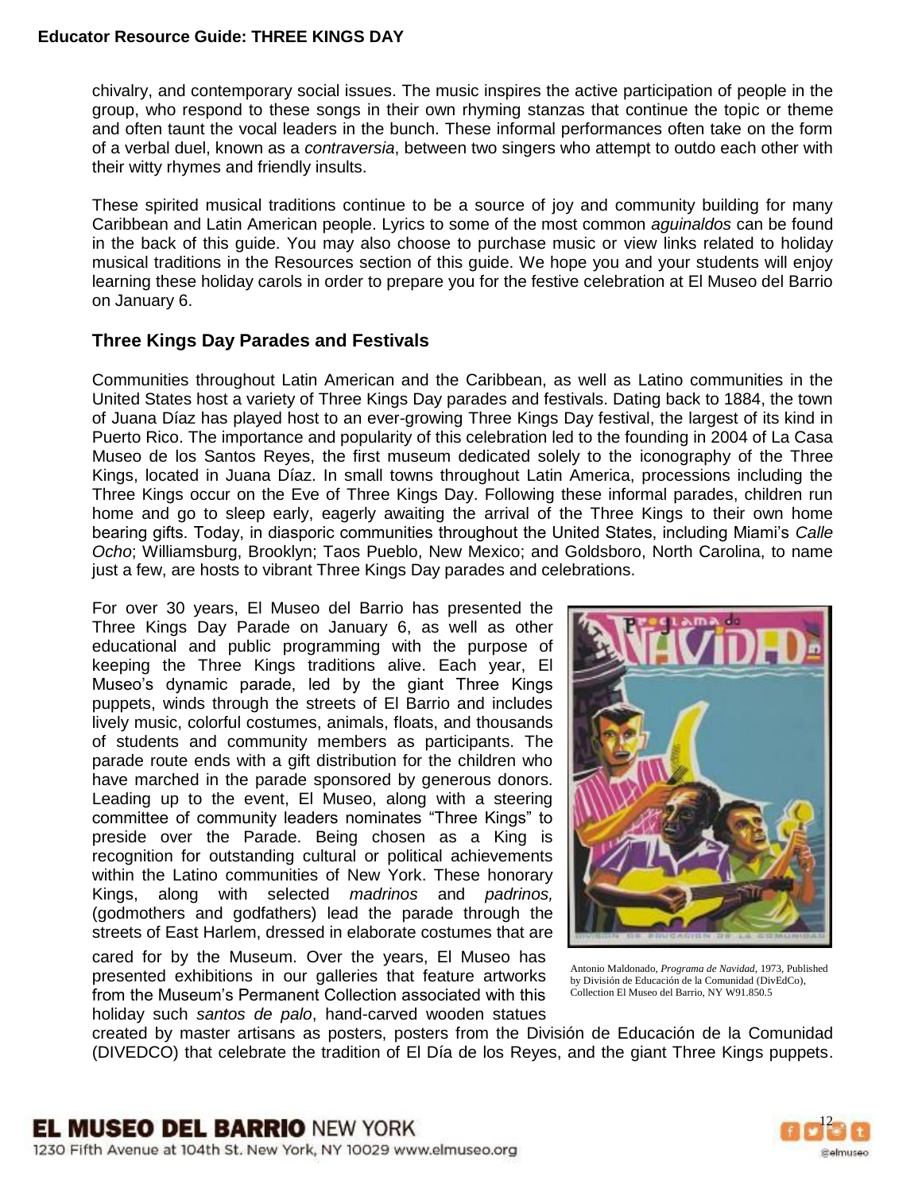chivalry, and contemporary social issues. The music inspires the active participation of people in the group, who respond to these songs in their own rhyming stanzas that continue the topic or theme and often taunt the vocal leaders in the bunch. These informal performances often take on the form of a verbal duel, known as a *contraversia*, between two singers who attempt to outdo each other with their witty rhymes and friendly insults.

These spirited musical traditions continue to be a source of joy and community building for many Caribbean and Latin American people. Lyrics to some of the most common *aguinaldos* can be found in the back of this guide. You may also choose to purchase music or view links related to holiday musical traditions in the Resources section of this guide. We hope you and your students will enjoy learning these holiday carols in order to prepare you for the festive celebration at El Museo del Barrio on January 6.

## Three Kings Day Parades and Festivals

Communities throughout Latin American and the Caribbean, as well as Latino communities in the United States host a variety of Three Kings Day parades and festivals. Dating back to 1884, the town of Juana Díaz has played host to an ever-growing Three Kings Day festival, the largest of its kind in Puerto Rico. The importance and popularity of this celebration led to the founding in 2004 of La Casa Museo de los Santos Reyes, the first museum dedicated solely to the iconography of the Three Kings, located in Juana Díaz. In small towns throughout Latin America, processions including the Three Kings occur on the Eve of Three Kings Day. Following these informal parades, children run home and go to sleep early, eagerly awaiting the arrival of the Three Kings to their own home bearing gifts. Today, in diasporic communities throughout the United States, including Miami's *Calle Ocho*; Williamsburg, Brooklyn; Taos Pueblo, New Mexico; and Goldsboro, North Carolina, to name just a few, are hosts to vibrant Three Kings Day parades and celebrations.

For over 30 years, El Museo del Barrio has presented the Three Kings Day Parade on January 6, as well as other educational and public programming with the purpose of keeping the Three Kings traditions alive. Each year, El Museo's dynamic parade, led by the giant Three Kings puppets, winds through the streets of El Barrio and includes lively music, colorful costumes, animals, floats, and thousands of students and community members as participants. The parade route ends with a gift distribution for the children who have marched in the parade sponsored by generous donors. Leading up to the event, El Museo, along with a steering committee of community leaders nominates "Three Kings" to preside over the Parade. Being chosen as a King is recognition for outstanding cultural or political achievements within the Latino communities of New York. These honorary Kings, along with selected *madrinos* and *padrinos,* (godmothers and godfathers) lead the parade through the streets of East Harlem, dressed in elaborate costumes that are cared for by the Museum. Over the years, El Museo has presented exhibitions in our galleries that feature artworks from the Museum's Permanent Collection associated with this holiday such *santos de palo*, hand-carved wooden statues created by master artisans as posters, posters from the División de Educación de la Comunidad (DIVEDCO) that celebrate the tradition of El Día de los Reyes, and the giant Three Kings puppets.

Antonio Maldonado, *Programa de Navidad*, 1973, Published by División de Educación de la Comunidad (DivEdCo), Collection El Museo del Barrio, NY W91.850.5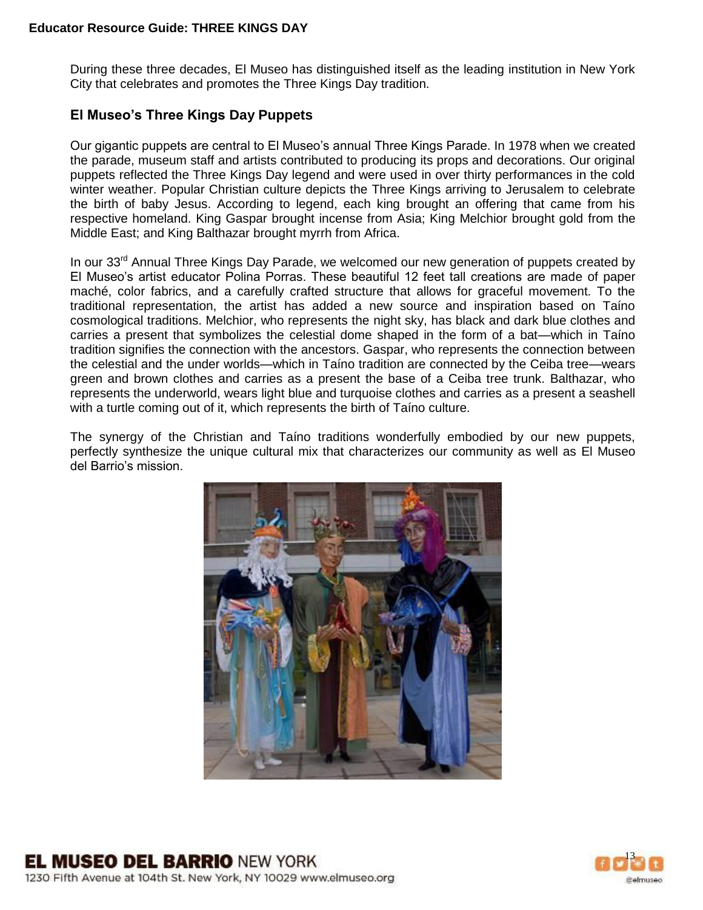During these three decades, El Museo has distinguished itself as the leading institution in New York City that celebrates and promotes the Three Kings Day tradition.

## El Museo's Three Kings Day Puppets

Our gigantic puppets are central to El Museo's annual Three Kings Parade. In 1978 when we created the parade, museum staff and artists contributed to producing its props and decorations. Our original puppets reflected the Three Kings Day legend and were used in over thirty performances in the cold winter weather. Popular Christian culture depicts the Three Kings arriving to Jerusalem to celebrate the birth of baby Jesus. According to legend, each king brought an offering that came from his respective homeland. King Gaspar brought incense from Asia; King Melchior brought gold from the Middle East; and King Balthazar brought myrrh from Africa.

In our 33rd Annual Three Kings Day Parade, we welcomed our new generation of puppets created by El Museo's artist educator Polina Porras. These beautiful 12 feet tall creations are made of paper maché, color fabrics, and a carefully crafted structure that allows for graceful movement. To the traditional representation, the artist has added a new source and inspiration based on Taíno cosmological traditions. Melchior, who represents the night sky, has black and dark blue clothes and carries a present that symbolizes the celestial dome shaped in the form of a bat—which in Taíno tradition signifies the connection with the ancestors. Gaspar, who represents the connection between the celestial and the under worlds—which in Taíno tradition are connected by the Ceiba tree—wears green and brown clothes and carries as a present the base of a Ceiba tree trunk. Balthazar, who represents the underworld, wears light blue and turquoise clothes and carries as a present a seashell with a turtle coming out of it, which represents the birth of Taíno culture.

The synergy of the Christian and Taíno traditions wonderfully embodied by our new puppets, perfectly synthesize the unique cultural mix that characterizes our community as well as El Museo del Barrio's mission.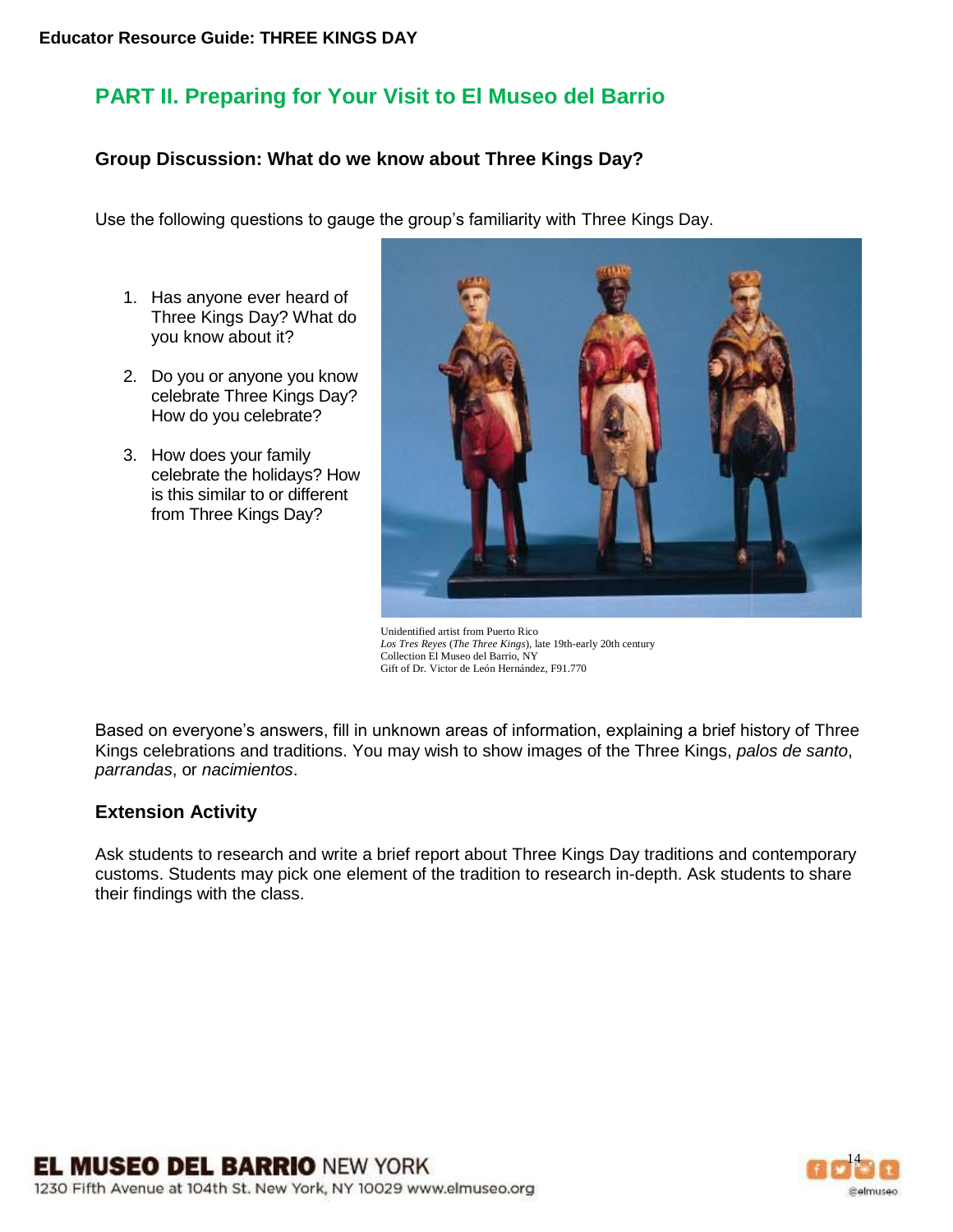## PART II. Preparing for Your Visit to El Museo del Barrio

### Group Discussion: What do we know about Three Kings Day?

Use the following questions to gauge the group's familiarity with Three Kings Day.

1. Has anyone ever heard of Three Kings Day? What do you know about it?
2. Do you or anyone you know celebrate Three Kings Day? How do you celebrate?
3. How does your family celebrate the holidays? How is this similar to or different from Three Kings Day?

Unidentified artist from Puerto Rico
*Los Tres Reyes* (*The Three Kings*), late 19th-early 20th century
Collection El Museo del Barrio, NY
Gift of Dr. Victor de León Hernández, F91.770

Based on everyone's answers, fill in unknown areas of information, explaining a brief history of Three Kings celebrations and traditions. You may wish to show images of the Three Kings, *palos de santo*, *parrandas*, or *nacimientos*.

### Extension Activity

Ask students to research and write a brief report about Three Kings Day traditions and contemporary customs. Students may pick one element of the tradition to research in-depth. Ask students to share their findings with the class.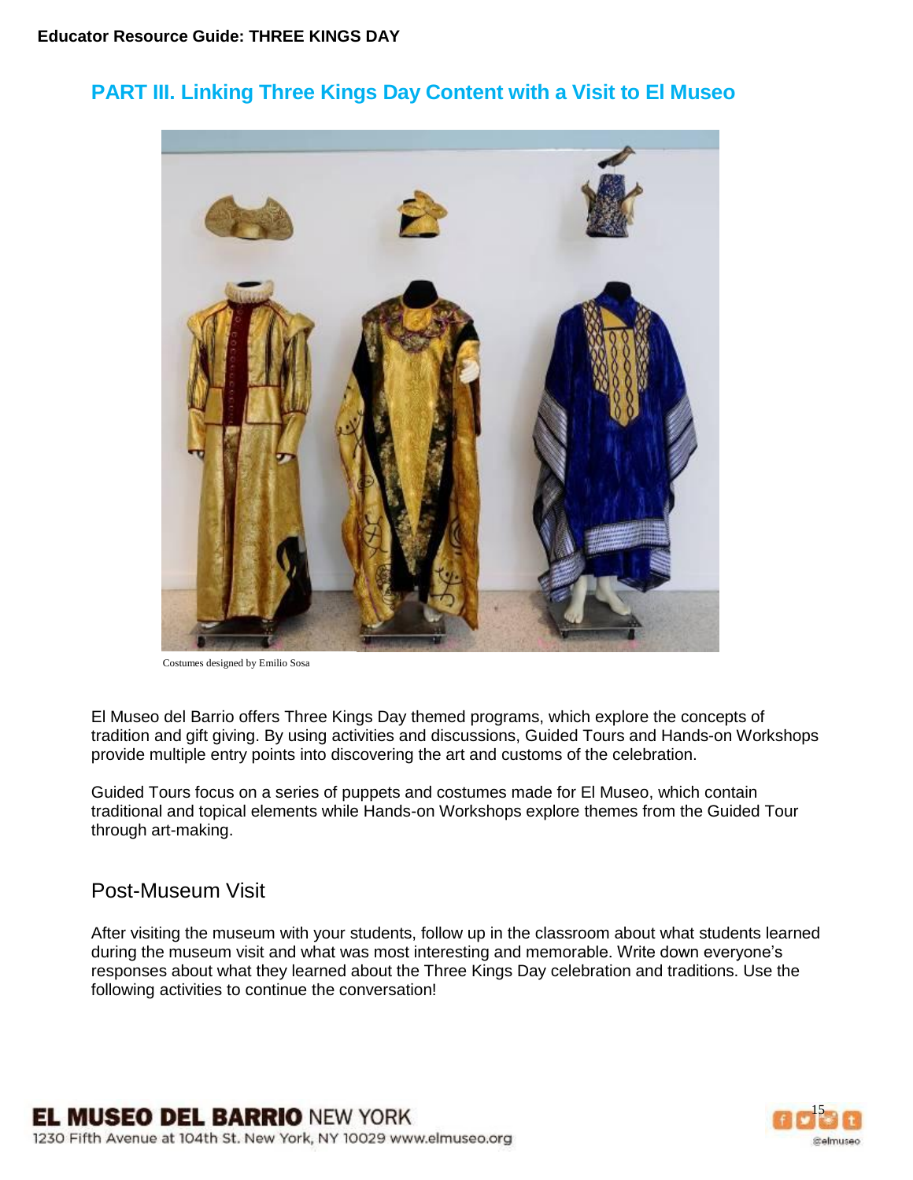## PART III. Linking Three Kings Day Content with a Visit to El Museo

Costumes designed by Emilio Sosa

El Museo del Barrio offers Three Kings Day themed programs, which explore the concepts of tradition and gift giving. By using activities and discussions, Guided Tours and Hands-on Workshops provide multiple entry points into discovering the art and customs of the celebration.

Guided Tours focus on a series of puppets and costumes made for El Museo, which contain traditional and topical elements while Hands-on Workshops explore themes from the Guided Tour through art-making.

### Post-Museum Visit

After visiting the museum with your students, follow up in the classroom about what students learned during the museum visit and what was most interesting and memorable. Write down everyone's responses about what they learned about the Three Kings Day celebration and traditions. Use the following activities to continue the conversation!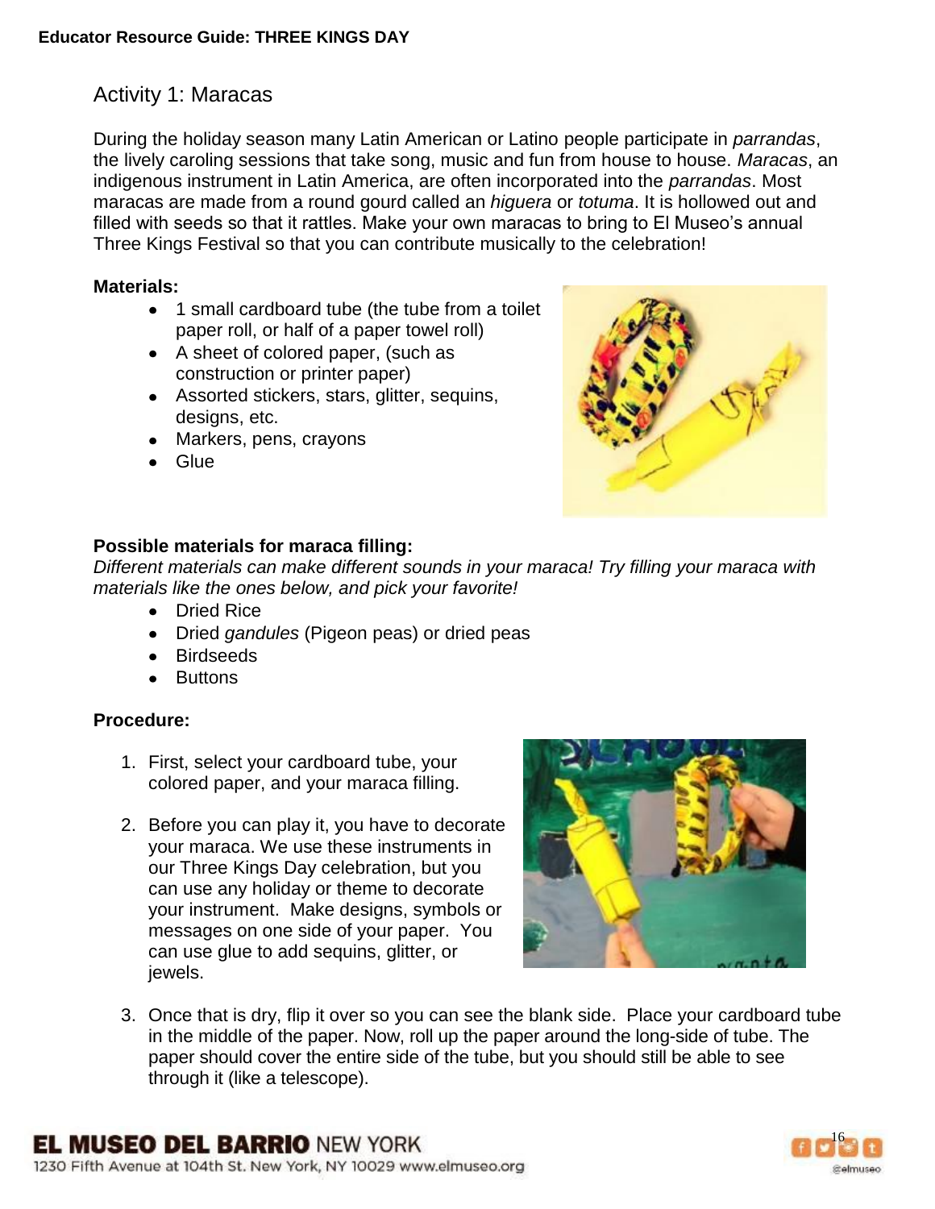## Activity 1: Maracas

During the holiday season many Latin American or Latino people participate in *parrandas*, the lively caroling sessions that take song, music and fun from house to house. *Maracas*, an indigenous instrument in Latin America, are often incorporated into the *parrandas*. Most maracas are made from a round gourd called an *higuera* or *totuma*. It is hollowed out and filled with seeds so that it rattles. Make your own maracas to bring to El Museo's annual Three Kings Festival so that you can contribute musically to the celebration!

**Materials:**

- 1 small cardboard tube (the tube from a toilet paper roll, or half of a paper towel roll)
- A sheet of colored paper, (such as construction or printer paper)
- Assorted stickers, stars, glitter, sequins, designs, etc.
- Markers, pens, crayons
- Glue

**Possible materials for maraca filling:**

*Different materials can make different sounds in your maraca! Try filling your maraca with materials like the ones below, and pick your favorite!*

- Dried Rice
- Dried *gandules* (Pigeon peas) or dried peas
- Birdseeds
- Buttons

**Procedure:**

1. First, select your cardboard tube, your colored paper, and your maraca filling.
2. Before you can play it, you have to decorate your maraca. We use these instruments in our Three Kings Day celebration, but you can use any holiday or theme to decorate your instrument. Make designs, symbols or messages on one side of your paper. You can use glue to add sequins, glitter, or jewels.
3. Once that is dry, flip it over so you can see the blank side. Place your cardboard tube in the middle of the paper. Now, roll up the paper around the long-side of tube. The paper should cover the entire side of the tube, but you should still be able to see through it (like a telescope).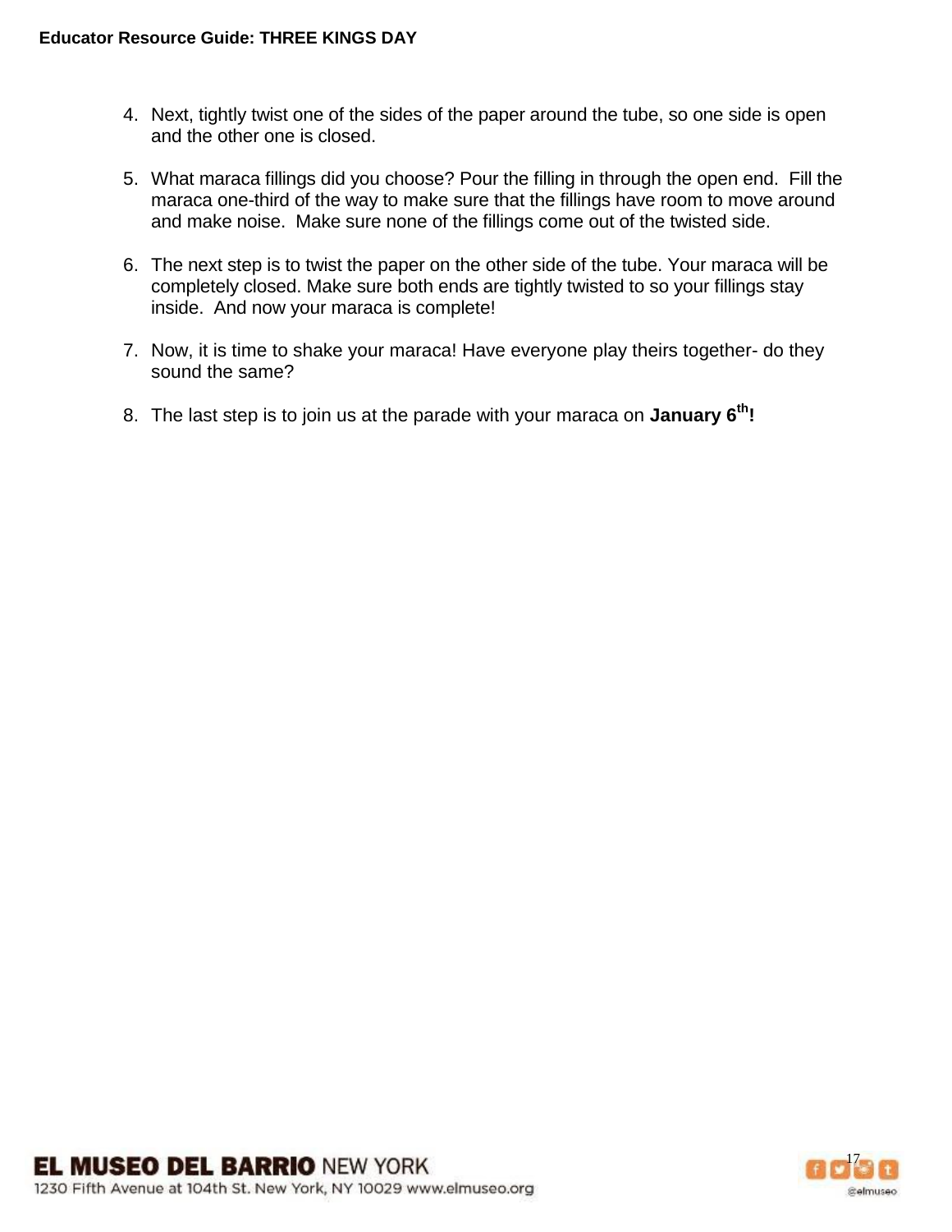4. Next, tightly twist one of the sides of the paper around the tube, so one side is open and the other one is closed.

5. What maraca fillings did you choose? Pour the filling in through the open end. Fill the maraca one-third of the way to make sure that the fillings have room to move around and make noise. Make sure none of the fillings come out of the twisted side.

6. The next step is to twist the paper on the other side of the tube. Your maraca will be completely closed. Make sure both ends are tightly twisted to so your fillings stay inside. And now your maraca is complete!

7. Now, it is time to shake your maraca! Have everyone play theirs together- do they sound the same?

8. The last step is to join us at the parade with your maraca on **January 6th!**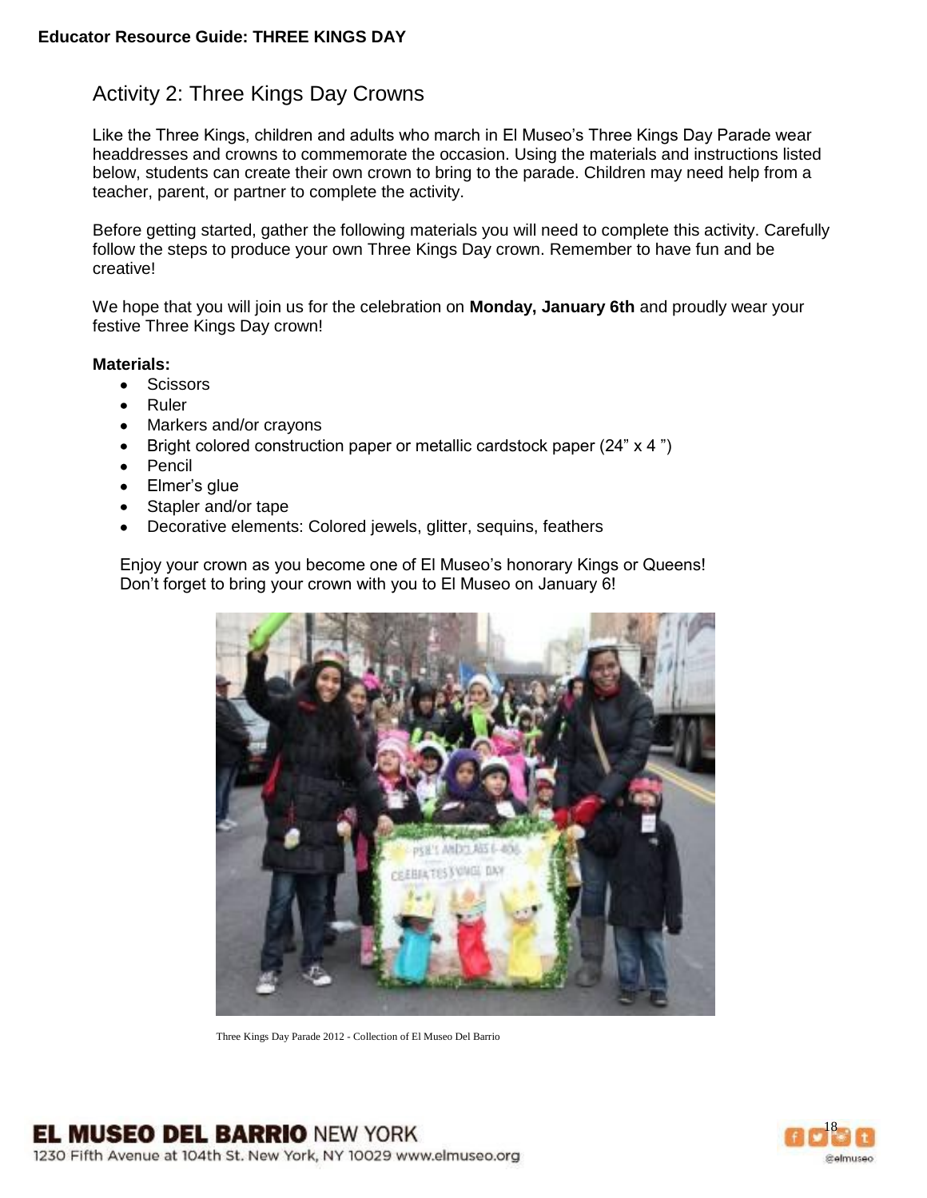## Activity 2: Three Kings Day Crowns

Like the Three Kings, children and adults who march in El Museo's Three Kings Day Parade wear headdresses and crowns to commemorate the occasion. Using the materials and instructions listed below, students can create their own crown to bring to the parade. Children may need help from a teacher, parent, or partner to complete the activity.

Before getting started, gather the following materials you will need to complete this activity. Carefully follow the steps to produce your own Three Kings Day crown. Remember to have fun and be creative!

We hope that you will join us for the celebration on **Monday, January 6th** and proudly wear your festive Three Kings Day crown!

**Materials:**

- Scissors
- Ruler
- Markers and/or crayons
- Bright colored construction paper or metallic cardstock paper (24" x 4 ")
- Pencil
- Elmer's glue
- Stapler and/or tape
- Decorative elements: Colored jewels, glitter, sequins, feathers

Enjoy your crown as you become one of El Museo's honorary Kings or Queens!
Don't forget to bring your crown with you to El Museo on January 6!

Three Kings Day Parade 2012 - Collection of El Museo Del Barrio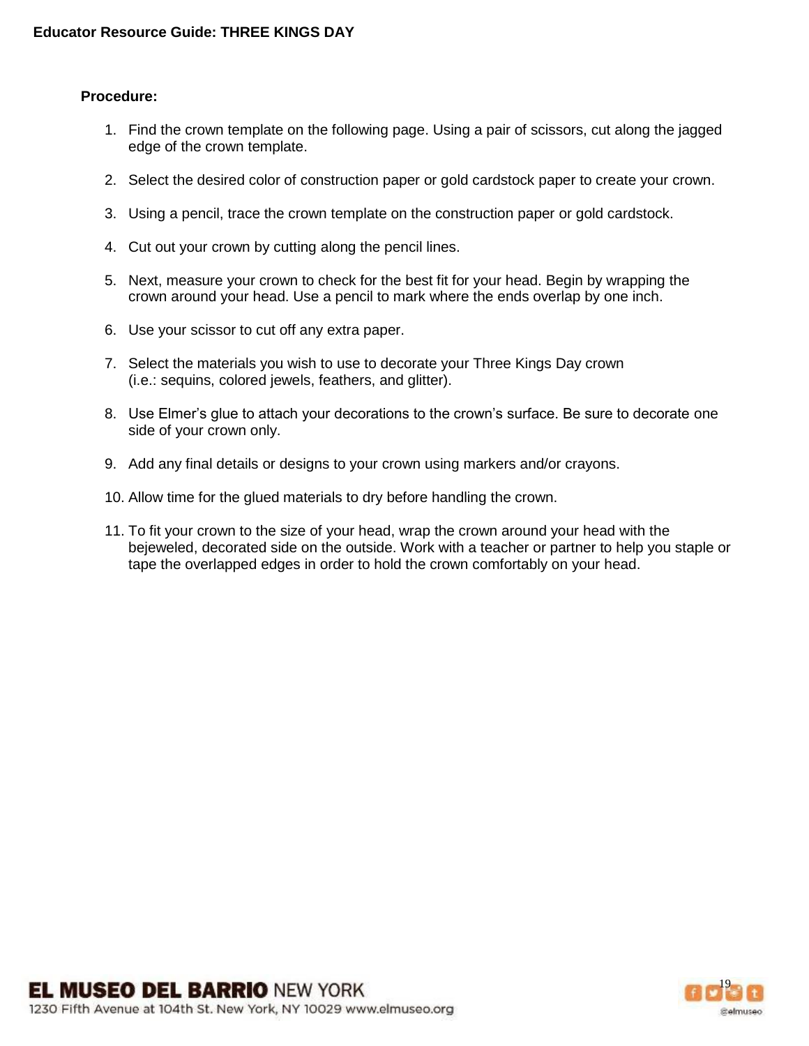**Procedure:**

1. Find the crown template on the following page. Using a pair of scissors, cut along the jagged edge of the crown template.

2. Select the desired color of construction paper or gold cardstock paper to create your crown.

3. Using a pencil, trace the crown template on the construction paper or gold cardstock.

4. Cut out your crown by cutting along the pencil lines.

5. Next, measure your crown to check for the best fit for your head. Begin by wrapping the crown around your head. Use a pencil to mark where the ends overlap by one inch.

6. Use your scissor to cut off any extra paper.

7. Select the materials you wish to use to decorate your Three Kings Day crown (i.e.: sequins, colored jewels, feathers, and glitter).

8. Use Elmer's glue to attach your decorations to the crown's surface. Be sure to decorate one side of your crown only.

9. Add any final details or designs to your crown using markers and/or crayons.

10. Allow time for the glued materials to dry before handling the crown.

11. To fit your crown to the size of your head, wrap the crown around your head with the bejeweled, decorated side on the outside. Work with a teacher or partner to help you staple or tape the overlapped edges in order to hold the crown comfortably on your head.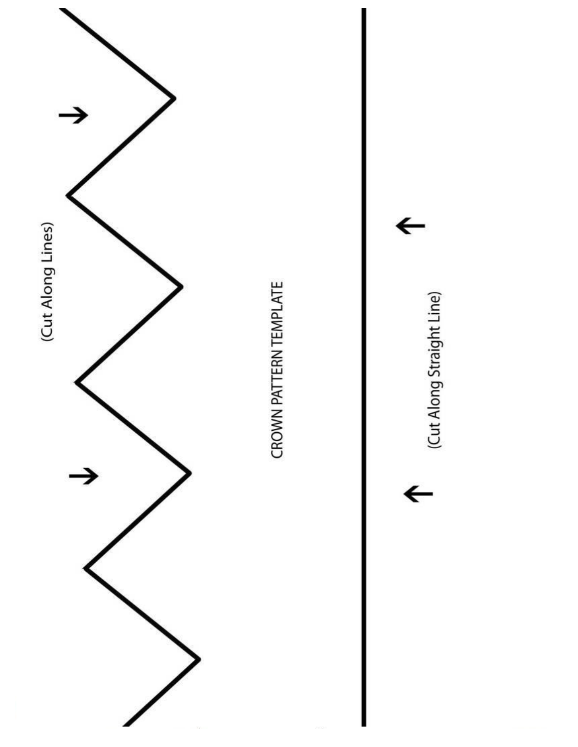(Cut Along Lines)

CROWN PATTERN TEMPLATE

(Cut Along Straight Line)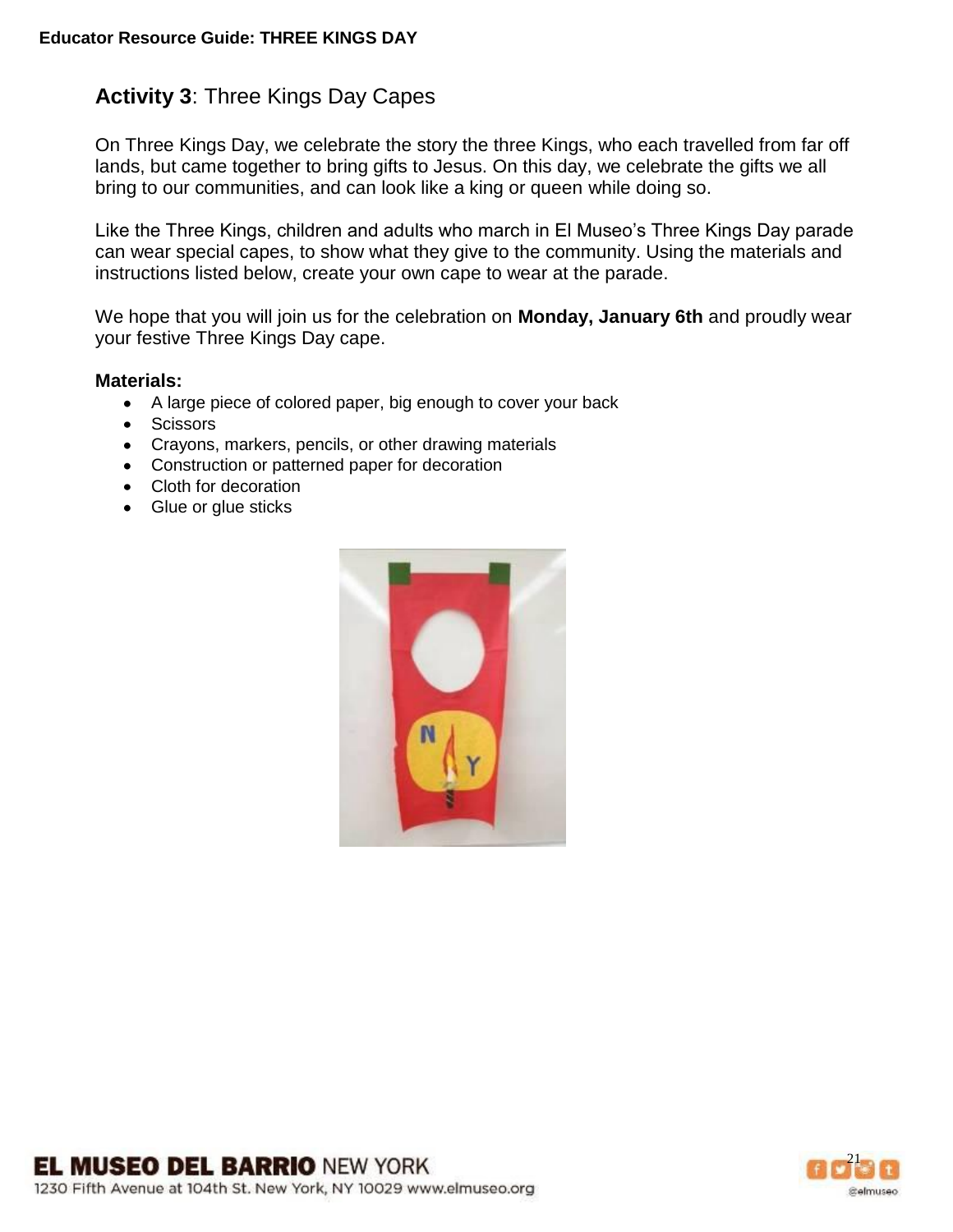## **Activity 3**: Three Kings Day Capes

On Three Kings Day, we celebrate the story the three Kings, who each travelled from far off lands, but came together to bring gifts to Jesus. On this day, we celebrate the gifts we all bring to our communities, and can look like a king or queen while doing so.

Like the Three Kings, children and adults who march in El Museo's Three Kings Day parade can wear special capes, to show what they give to the community. Using the materials and instructions listed below, create your own cape to wear at the parade.

We hope that you will join us for the celebration on **Monday, January 6th** and proudly wear your festive Three Kings Day cape.

**Materials:**

- A large piece of colored paper, big enough to cover your back
- Scissors
- Crayons, markers, pencils, or other drawing materials
- Construction or patterned paper for decoration
- Cloth for decoration
- Glue or glue sticks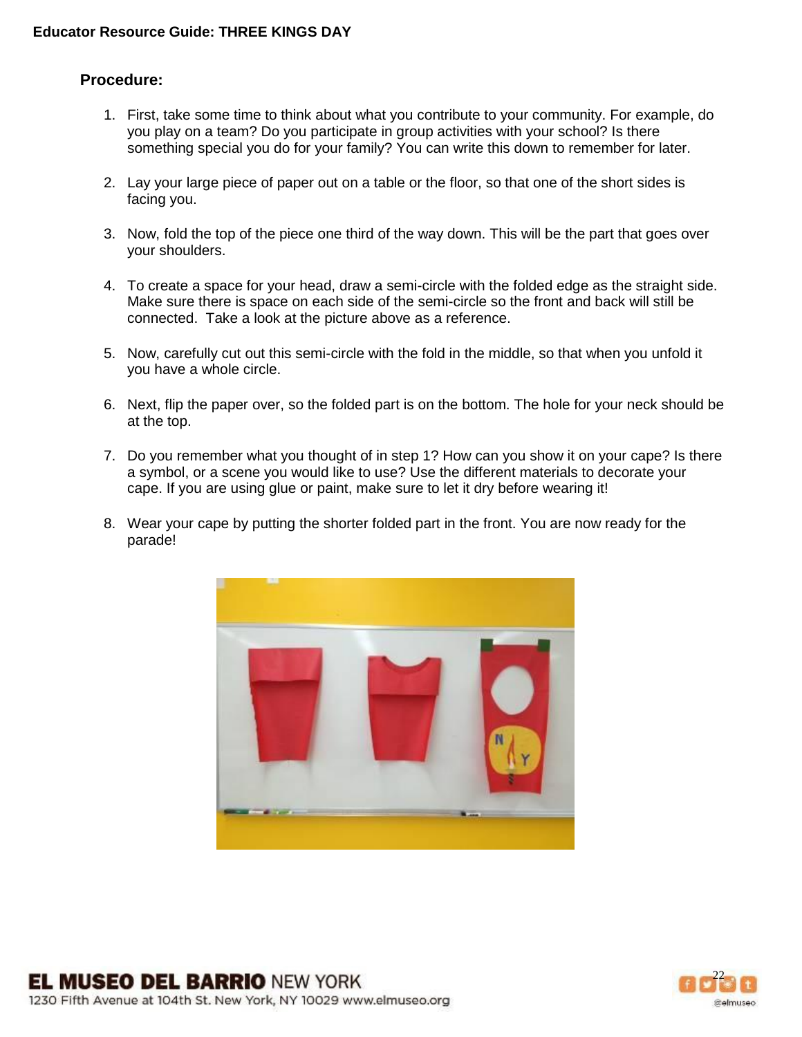## Procedure:

1. First, take some time to think about what you contribute to your community. For example, do you play on a team? Do you participate in group activities with your school? Is there something special you do for your family? You can write this down to remember for later.

2. Lay your large piece of paper out on a table or the floor, so that one of the short sides is facing you.

3. Now, fold the top of the piece one third of the way down. This will be the part that goes over your shoulders.

4. To create a space for your head, draw a semi-circle with the folded edge as the straight side. Make sure there is space on each side of the semi-circle so the front and back will still be connected. Take a look at the picture above as a reference.

5. Now, carefully cut out this semi-circle with the fold in the middle, so that when you unfold it you have a whole circle.

6. Next, flip the paper over, so the folded part is on the bottom. The hole for your neck should be at the top.

7. Do you remember what you thought of in step 1? How can you show it on your cape? Is there a symbol, or a scene you would like to use? Use the different materials to decorate your cape. If you are using glue or paint, make sure to let it dry before wearing it!

8. Wear your cape by putting the shorter folded part in the front. You are now ready for the parade!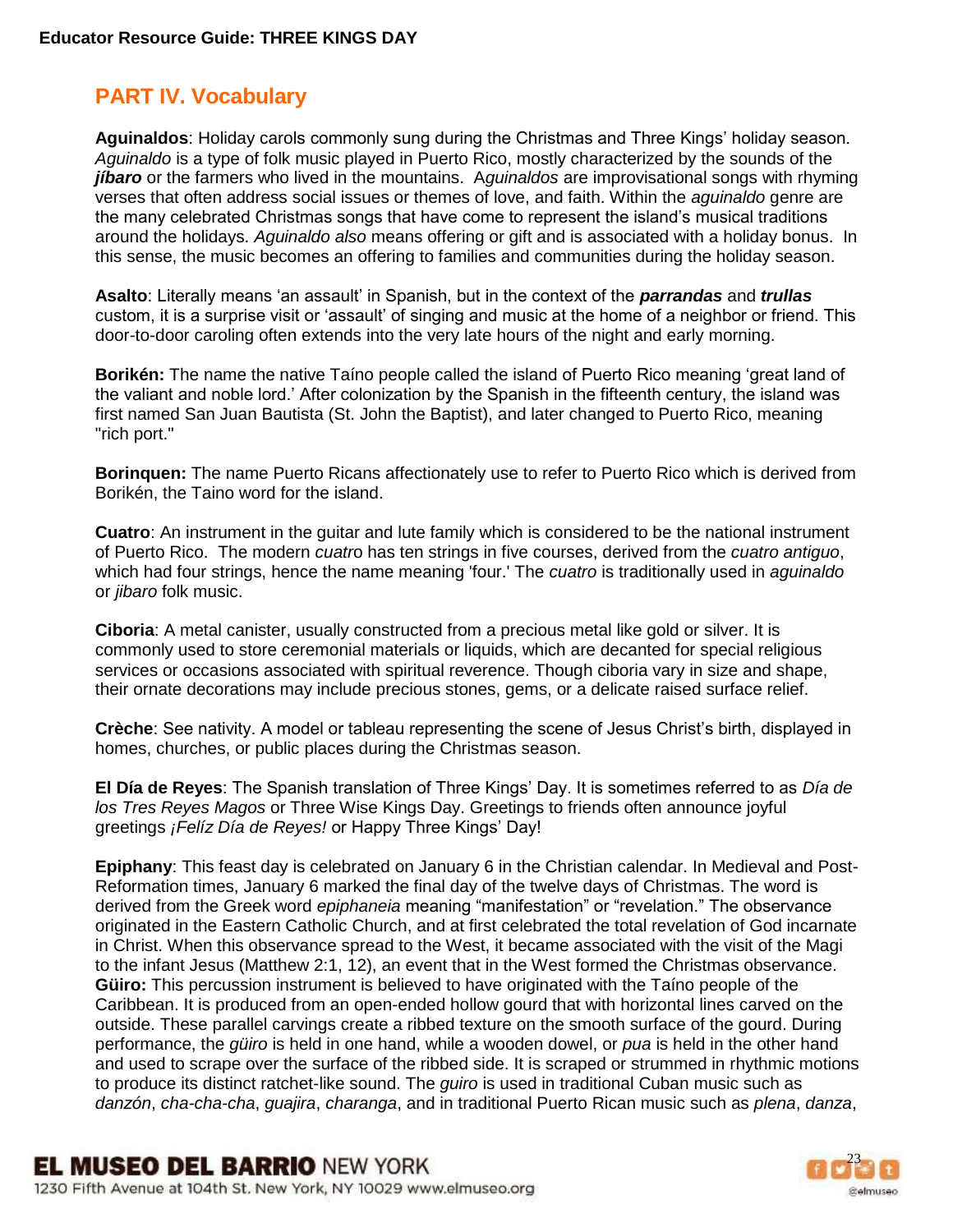## PART IV. Vocabulary

**Aguinaldos**: Holiday carols commonly sung during the Christmas and Three Kings' holiday season. *Aguinaldo* is a type of folk music played in Puerto Rico, mostly characterized by the sounds of the ***jíbaro*** or the farmers who lived in the mountains. A*guinaldos* are improvisational songs with rhyming verses that often address social issues or themes of love, and faith. Within the *aguinaldo* genre are the many celebrated Christmas songs that have come to represent the island's musical traditions around the holidays. *Aguinaldo also* means offering or gift and is associated with a holiday bonus. In this sense, the music becomes an offering to families and communities during the holiday season.

**Asalto**: Literally means 'an assault' in Spanish, but in the context of the ***parrandas*** and ***trullas*** custom, it is a surprise visit or 'assault' of singing and music at the home of a neighbor or friend. This door-to-door caroling often extends into the very late hours of the night and early morning.

**Borikén:** The name the native Taíno people called the island of Puerto Rico meaning 'great land of the valiant and noble lord.' After colonization by the Spanish in the fifteenth century, the island was first named San Juan Bautista (St. John the Baptist), and later changed to Puerto Rico, meaning "rich port."

**Borinquen:** The name Puerto Ricans affectionately use to refer to Puerto Rico which is derived from Borikén, the Taino word for the island.

**Cuatro**: An instrument in the guitar and lute family which is considered to be the national instrument of Puerto Rico. The modern *cuatro* has ten strings in five courses, derived from the *cuatro antiguo*, which had four strings, hence the name meaning 'four.' The *cuatro* is traditionally used in *aguinaldo* or *jibaro* folk music.

**Ciboria**: A metal canister, usually constructed from a precious metal like gold or silver. It is commonly used to store ceremonial materials or liquids, which are decanted for special religious services or occasions associated with spiritual reverence. Though ciboria vary in size and shape, their ornate decorations may include precious stones, gems, or a delicate raised surface relief.

**Crèche**: See nativity. A model or tableau representing the scene of Jesus Christ's birth, displayed in homes, churches, or public places during the Christmas season.

**El Día de Reyes**: The Spanish translation of Three Kings' Day. It is sometimes referred to as *Día de los Tres Reyes Magos* or Three Wise Kings Day. Greetings to friends often announce joyful greetings *¡Felíz Día de Reyes!* or Happy Three Kings' Day!

**Epiphany**: This feast day is celebrated on January 6 in the Christian calendar. In Medieval and Post-Reformation times, January 6 marked the final day of the twelve days of Christmas. The word is derived from the Greek word *epiphaneia* meaning "manifestation" or "revelation." The observance originated in the Eastern Catholic Church, and at first celebrated the total revelation of God incarnate in Christ. When this observance spread to the West, it became associated with the visit of the Magi to the infant Jesus (Matthew 2:1, 12), an event that in the West formed the Christmas observance.

**Güiro:** This percussion instrument is believed to have originated with the Taíno people of the Caribbean. It is produced from an open-ended hollow gourd that with horizontal lines carved on the outside. These parallel carvings create a ribbed texture on the smooth surface of the gourd. During performance, the *güiro* is held in one hand, while a wooden dowel, or *pua* is held in the other hand and used to scrape over the surface of the ribbed side. It is scraped or strummed in rhythmic motions to produce its distinct ratchet-like sound. The *guiro* is used in traditional Cuban music such as *danzón*, *cha-cha-cha*, *guajira*, *charanga*, and in traditional Puerto Rican music such as *plena*, *danza*,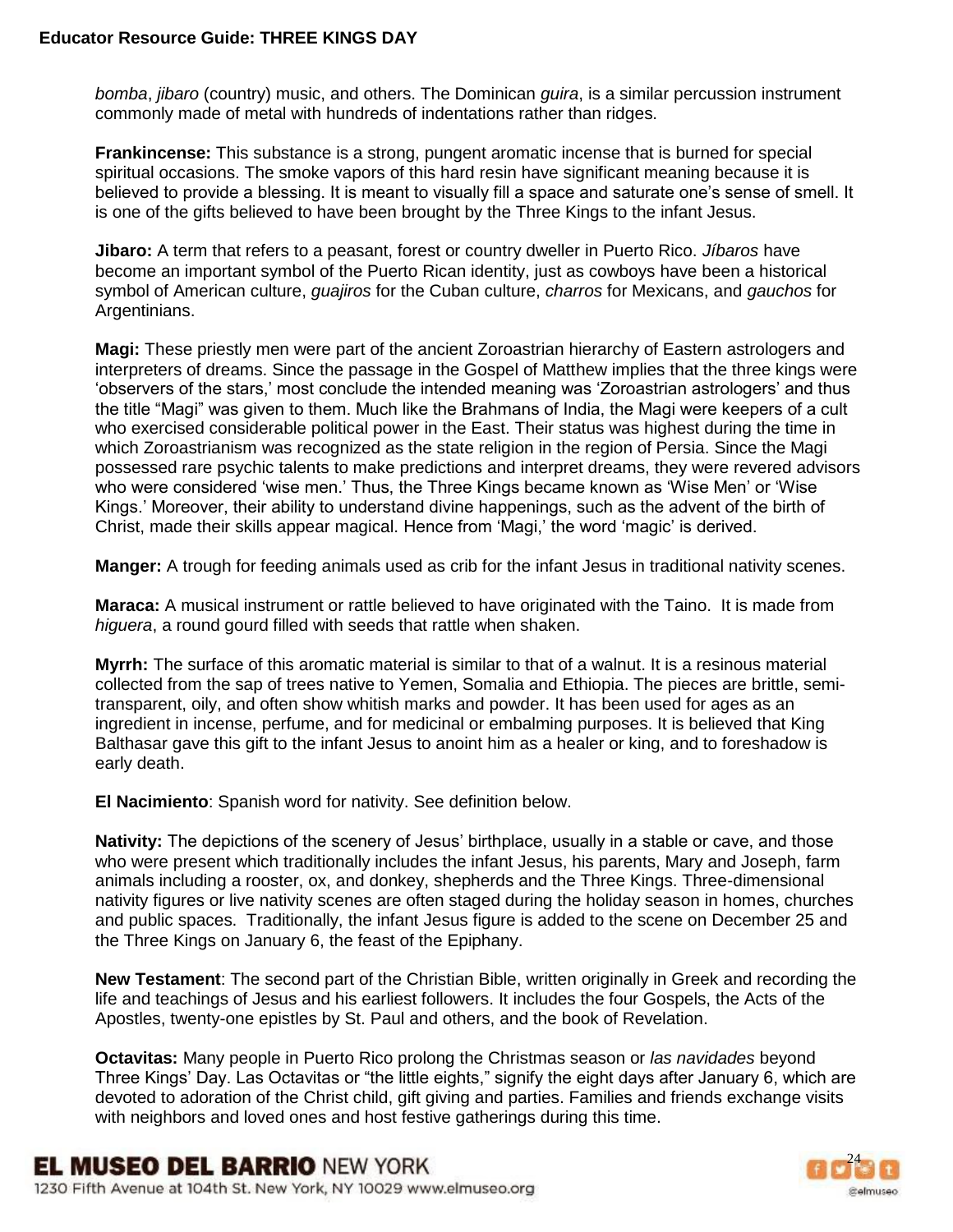*bomba*, *jibaro* (country) music, and others. The Dominican *guira*, is a similar percussion instrument commonly made of metal with hundreds of indentations rather than ridges.

**Frankincense:** This substance is a strong, pungent aromatic incense that is burned for special spiritual occasions. The smoke vapors of this hard resin have significant meaning because it is believed to provide a blessing. It is meant to visually fill a space and saturate one's sense of smell. It is one of the gifts believed to have been brought by the Three Kings to the infant Jesus.

**Jibaro:** A term that refers to a peasant, forest or country dweller in Puerto Rico. *Jíbaros* have become an important symbol of the Puerto Rican identity, just as cowboys have been a historical symbol of American culture, *guajiros* for the Cuban culture, *charros* for Mexicans, and *gauchos* for Argentinians.

**Magi:** These priestly men were part of the ancient Zoroastrian hierarchy of Eastern astrologers and interpreters of dreams. Since the passage in the Gospel of Matthew implies that the three kings were 'observers of the stars,' most conclude the intended meaning was 'Zoroastrian astrologers' and thus the title "Magi" was given to them. Much like the Brahmans of India, the Magi were keepers of a cult who exercised considerable political power in the East. Their status was highest during the time in which Zoroastrianism was recognized as the state religion in the region of Persia. Since the Magi possessed rare psychic talents to make predictions and interpret dreams, they were revered advisors who were considered 'wise men.' Thus, the Three Kings became known as 'Wise Men' or 'Wise Kings.' Moreover, their ability to understand divine happenings, such as the advent of the birth of Christ, made their skills appear magical. Hence from 'Magi,' the word 'magic' is derived.

**Manger:** A trough for feeding animals used as crib for the infant Jesus in traditional nativity scenes.

**Maraca:** A musical instrument or rattle believed to have originated with the Taino. It is made from *higuera*, a round gourd filled with seeds that rattle when shaken.

**Myrrh:** The surface of this aromatic material is similar to that of a walnut. It is a resinous material collected from the sap of trees native to Yemen, Somalia and Ethiopia. The pieces are brittle, semi-transparent, oily, and often show whitish marks and powder. It has been used for ages as an ingredient in incense, perfume, and for medicinal or embalming purposes. It is believed that King Balthasar gave this gift to the infant Jesus to anoint him as a healer or king, and to foreshadow is early death.

**El Nacimiento**: Spanish word for nativity. See definition below.

**Nativity:** The depictions of the scenery of Jesus' birthplace, usually in a stable or cave, and those who were present which traditionally includes the infant Jesus, his parents, Mary and Joseph, farm animals including a rooster, ox, and donkey, shepherds and the Three Kings. Three-dimensional nativity figures or live nativity scenes are often staged during the holiday season in homes, churches and public spaces. Traditionally, the infant Jesus figure is added to the scene on December 25 and the Three Kings on January 6, the feast of the Epiphany.

**New Testament**: The second part of the Christian Bible, written originally in Greek and recording the life and teachings of Jesus and his earliest followers. It includes the four Gospels, the Acts of the Apostles, twenty-one epistles by St. Paul and others, and the book of Revelation.

**Octavitas:** Many people in Puerto Rico prolong the Christmas season or *las navidades* beyond Three Kings' Day. Las Octavitas or "the little eights," signify the eight days after January 6, which are devoted to adoration of the Christ child, gift giving and parties. Families and friends exchange visits with neighbors and loved ones and host festive gatherings during this time.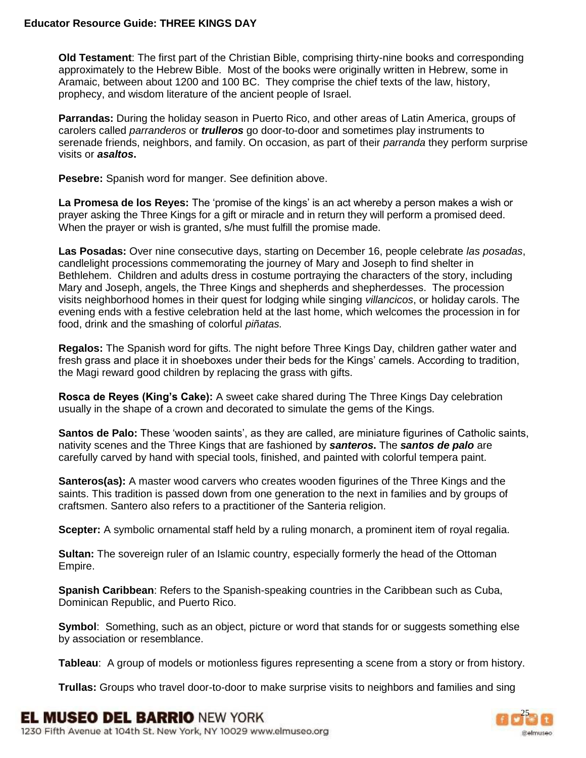**Old Testament**: The first part of the Christian Bible, comprising thirty-nine books and corresponding approximately to the Hebrew Bible. Most of the books were originally written in Hebrew, some in Aramaic, between about 1200 and 100 BC. They comprise the chief texts of the law, history, prophecy, and wisdom literature of the ancient people of Israel.

**Parrandas:** During the holiday season in Puerto Rico, and other areas of Latin America, groups of carolers called *parranderos* or ***trulleros*** go door-to-door and sometimes play instruments to serenade friends, neighbors, and family. On occasion, as part of their *parranda* they perform surprise visits or ***asaltos*.**

**Pesebre:** Spanish word for manger. See definition above.

**La Promesa de los Reyes:** The 'promise of the kings' is an act whereby a person makes a wish or prayer asking the Three Kings for a gift or miracle and in return they will perform a promised deed. When the prayer or wish is granted, s/he must fulfill the promise made.

**Las Posadas:** Over nine consecutive days, starting on December 16, people celebrate *las posadas*, candlelight processions commemorating the journey of Mary and Joseph to find shelter in Bethlehem. Children and adults dress in costume portraying the characters of the story, including Mary and Joseph, angels, the Three Kings and shepherds and shepherdesses. The procession visits neighborhood homes in their quest for lodging while singing *villancicos*, or holiday carols. The evening ends with a festive celebration held at the last home, which welcomes the procession in for food, drink and the smashing of colorful *piñatas.*

**Regalos:** The Spanish word for gifts. The night before Three Kings Day, children gather water and fresh grass and place it in shoeboxes under their beds for the Kings' camels. According to tradition, the Magi reward good children by replacing the grass with gifts.

**Rosca de Reyes (King's Cake):** A sweet cake shared during The Three Kings Day celebration usually in the shape of a crown and decorated to simulate the gems of the Kings.

**Santos de Palo:** These 'wooden saints', as they are called, are miniature figurines of Catholic saints, nativity scenes and the Three Kings that are fashioned by ***santeros*.** The ***santos de palo*** are carefully carved by hand with special tools, finished, and painted with colorful tempera paint.

**Santeros(as):** A master wood carvers who creates wooden figurines of the Three Kings and the saints. This tradition is passed down from one generation to the next in families and by groups of craftsmen. Santero also refers to a practitioner of the Santeria religion.

**Scepter:** A symbolic ornamental staff held by a ruling monarch, a prominent item of royal regalia.

**Sultan:** The sovereign ruler of an Islamic country, especially formerly the head of the Ottoman Empire.

**Spanish Caribbean**: Refers to the Spanish-speaking countries in the Caribbean such as Cuba, Dominican Republic, and Puerto Rico.

**Symbol**: Something, such as an object, picture or word that stands for or suggests something else by association or resemblance.

**Tableau**: A group of models or motionless figures representing a scene from a story or from history.

**Trullas:** Groups who travel door-to-door to make surprise visits to neighbors and families and sing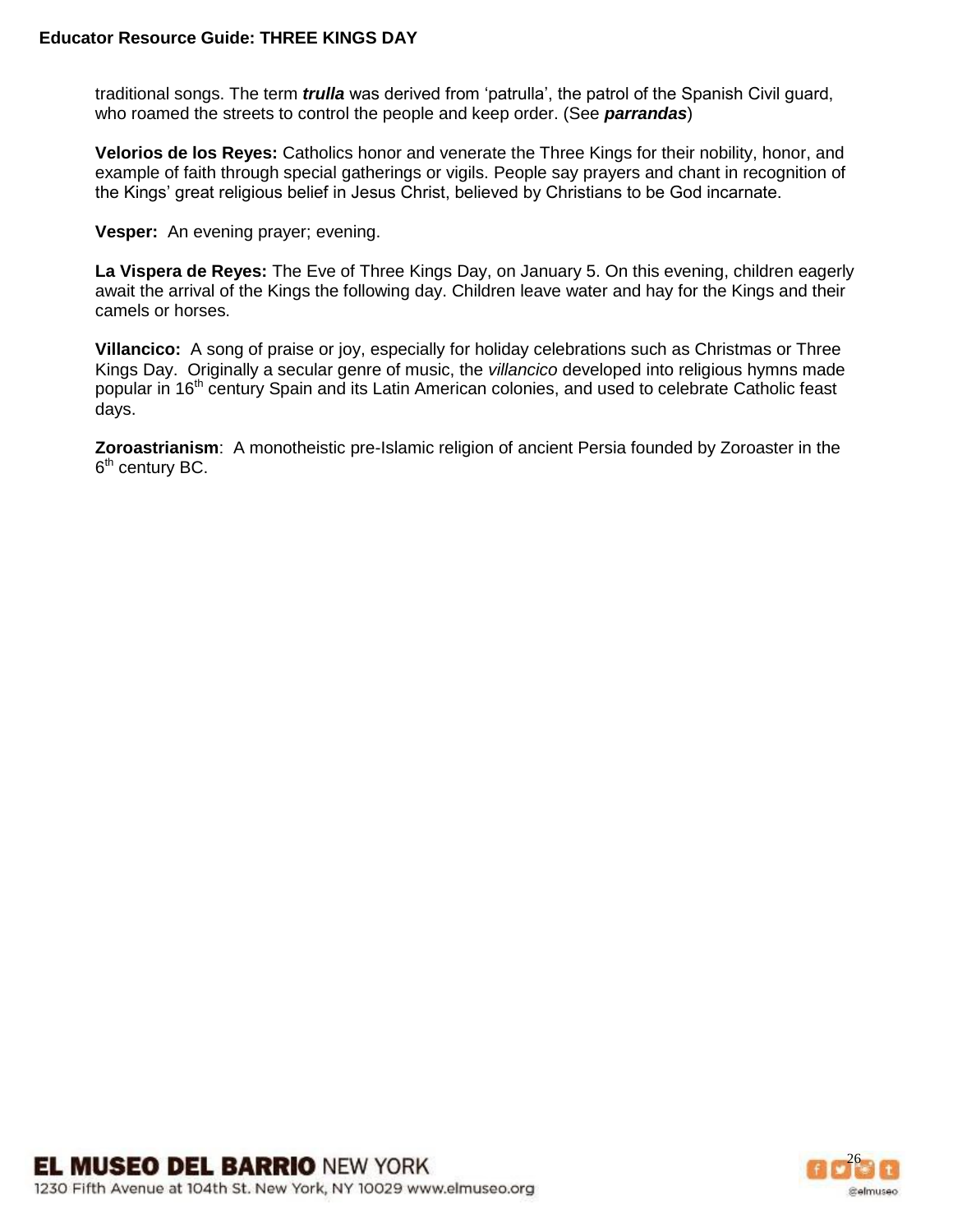traditional songs. The term ***trulla*** was derived from 'patrulla', the patrol of the Spanish Civil guard, who roamed the streets to control the people and keep order. (See ***parrandas***)

**Velorios de los Reyes:** Catholics honor and venerate the Three Kings for their nobility, honor, and example of faith through special gatherings or vigils. People say prayers and chant in recognition of the Kings' great religious belief in Jesus Christ, believed by Christians to be God incarnate.

**Vesper:** An evening prayer; evening.

**La Vispera de Reyes:** The Eve of Three Kings Day, on January 5. On this evening, children eagerly await the arrival of the Kings the following day. Children leave water and hay for the Kings and their camels or horses.

**Villancico:** A song of praise or joy, especially for holiday celebrations such as Christmas or Three Kings Day. Originally a secular genre of music, the *villancico* developed into religious hymns made popular in 16th century Spain and its Latin American colonies, and used to celebrate Catholic feast days.

**Zoroastrianism**: A monotheistic pre-Islamic religion of ancient Persia founded by Zoroaster in the 6th century BC.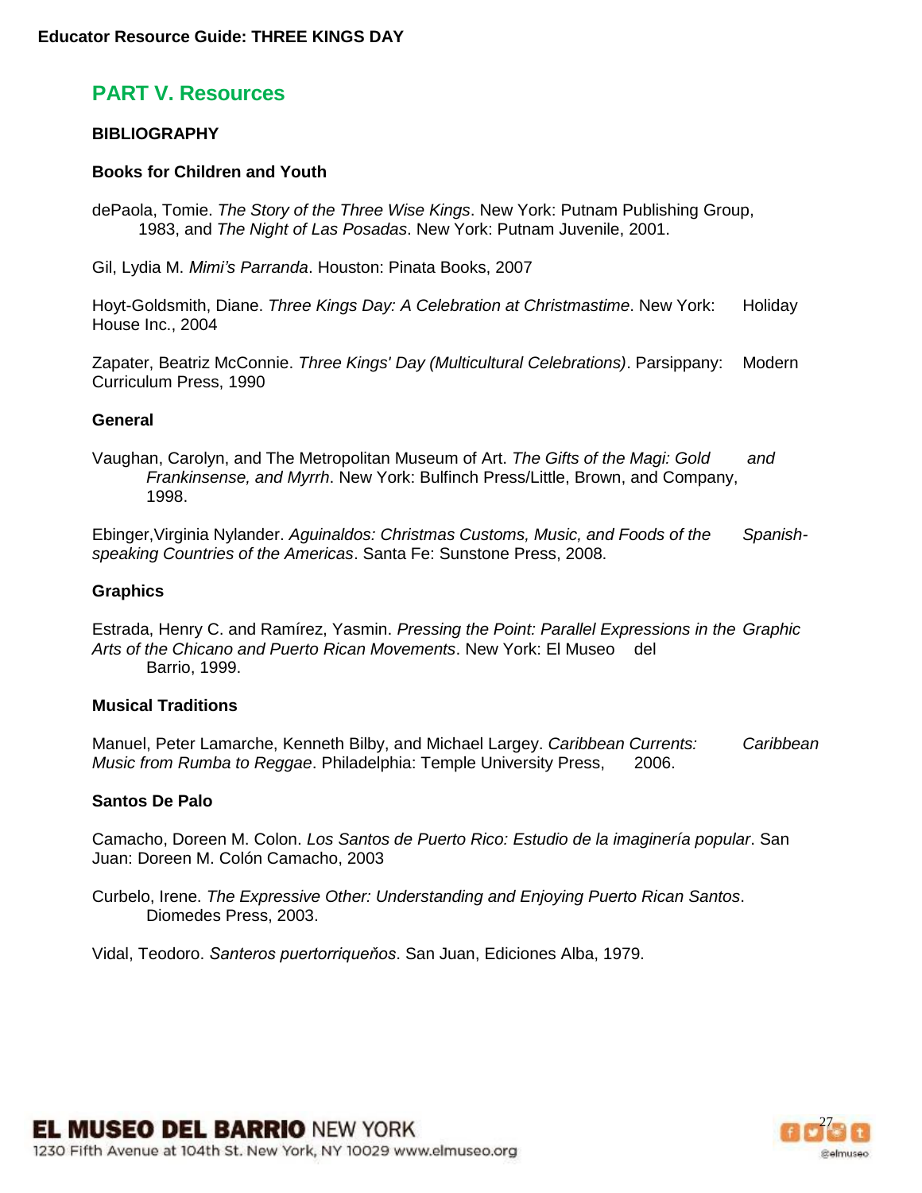## PART V. Resources

### BIBLIOGRAPHY

#### Books for Children and Youth

dePaola, Tomie. *The Story of the Three Wise Kings*. New York: Putnam Publishing Group, 1983, and *The Night of Las Posadas*. New York: Putnam Juvenile, 2001.

Gil, Lydia M. *Mimi's Parranda*. Houston: Pinata Books, 2007

Hoyt-Goldsmith, Diane. *Three Kings Day: A Celebration at Christmastime*. New York: Holiday House Inc., 2004

Zapater, Beatriz McConnie. *Three Kings' Day (Multicultural Celebrations)*. Parsippany: Modern Curriculum Press, 1990

#### General

Vaughan, Carolyn, and The Metropolitan Museum of Art. *The Gifts of the Magi: Gold and Frankinsense, and Myrrh*. New York: Bulfinch Press/Little, Brown, and Company, 1998.

Ebinger,Virginia Nylander. *Aguinaldos: Christmas Customs, Music, and Foods of the Spanish-speaking Countries of the Americas*. Santa Fe: Sunstone Press, 2008.

#### Graphics

Estrada, Henry C. and Ramírez, Yasmin. *Pressing the Point: Parallel Expressions in the Graphic Arts of the Chicano and Puerto Rican Movements*. New York: El Museo del Barrio, 1999.

#### Musical Traditions

Manuel, Peter Lamarche, Kenneth Bilby, and Michael Largey. *Caribbean Currents: Caribbean Music from Rumba to Reggae*. Philadelphia: Temple University Press, 2006.

#### Santos De Palo

Camacho, Doreen M. Colon. *Los Santos de Puerto Rico: Estudio de la imaginería popular*. San Juan: Doreen M. Colón Camacho, 2003

Curbelo, Irene. *The Expressive Other: Understanding and Enjoying Puerto Rican Santos*. Diomedes Press, 2003.

Vidal, Teodoro. *Santeros puertorriqueňos*. San Juan, Ediciones Alba, 1979.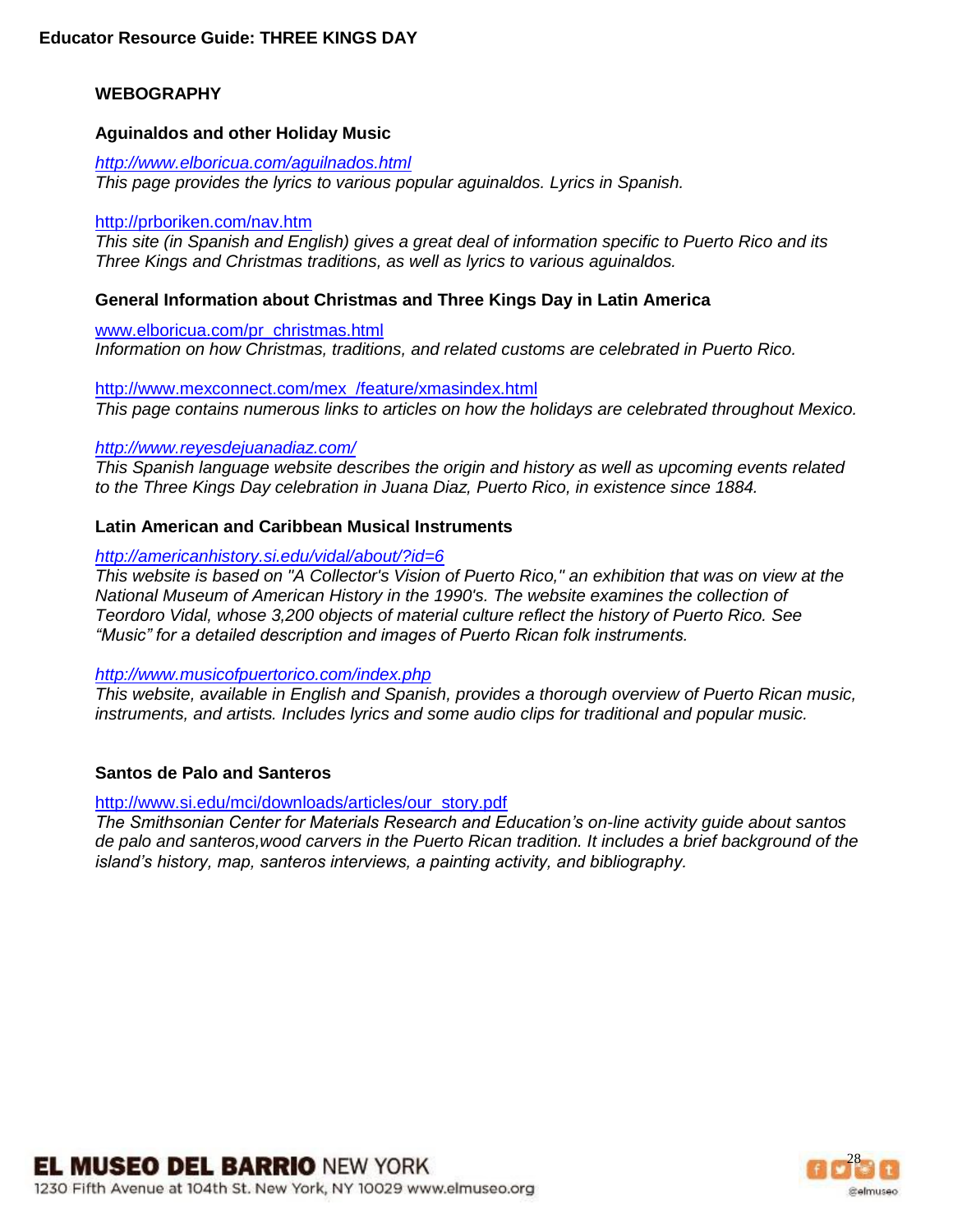## WEBOGRAPHY

### Aguinaldos and other Holiday Music

*http://www.elboricua.com/aguilnados.html*
*This page provides the lyrics to various popular aguinaldos. Lyrics in Spanish.*

http://prboriken.com/nav.htm
*This site (in Spanish and English) gives a great deal of information specific to Puerto Rico and its Three Kings and Christmas traditions, as well as lyrics to various aguinaldos.*

### General Information about Christmas and Three Kings Day in Latin America

www.elboricua.com/pr_christmas.html
*Information on how Christmas, traditions, and related customs are celebrated in Puerto Rico.*

http://www.mexconnect.com/mex_/feature/xmasindex.html
*This page contains numerous links to articles on how the holidays are celebrated throughout Mexico.*

*http://www.reyesdejuanadiaz.com/*
*This Spanish language website describes the origin and history as well as upcoming events related to the Three Kings Day celebration in Juana Diaz, Puerto Rico, in existence since 1884.*

### Latin American and Caribbean Musical Instruments

*http://americanhistory.si.edu/vidal/about/?id=6*
*This website is based on "A Collector's Vision of Puerto Rico," an exhibition that was on view at the National Museum of American History in the 1990's. The website examines the collection of Teordoro Vidal, whose 3,200 objects of material culture reflect the history of Puerto Rico. See "Music" for a detailed description and images of Puerto Rican folk instruments.*

*http://www.musicofpuertorico.com/index.php*
*This website, available in English and Spanish, provides a thorough overview of Puerto Rican music, instruments, and artists. Includes lyrics and some audio clips for traditional and popular music.*

### Santos de Palo and Santeros

http://www.si.edu/mci/downloads/articles/our_story.pdf
*The Smithsonian Center for Materials Research and Education's on-line activity guide about santos de palo and santeros,wood carvers in the Puerto Rican tradition. It includes a brief background of the island's history, map, santeros interviews, a painting activity, and bibliography.*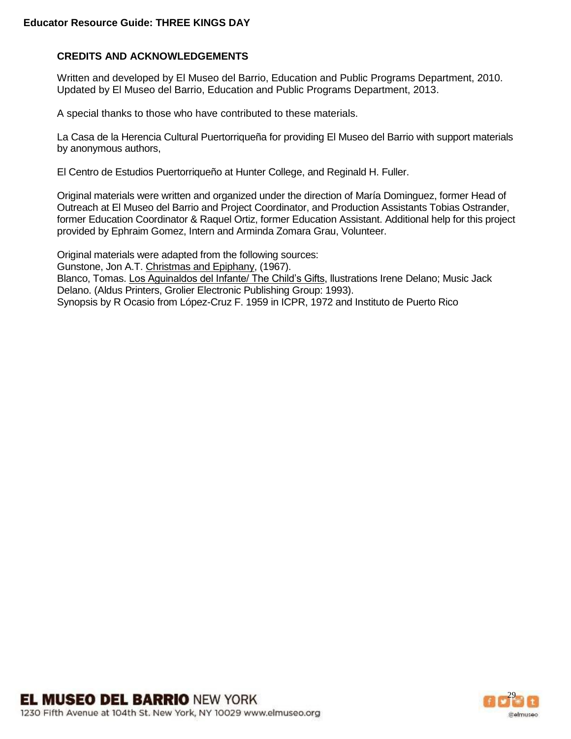## CREDITS AND ACKNOWLEDGEMENTS

Written and developed by El Museo del Barrio, Education and Public Programs Department, 2010. Updated by El Museo del Barrio, Education and Public Programs Department, 2013.

A special thanks to those who have contributed to these materials.

La Casa de la Herencia Cultural Puertorriqueña for providing El Museo del Barrio with support materials by anonymous authors,

El Centro de Estudios Puertorriqueño at Hunter College, and Reginald H. Fuller.

Original materials were written and organized under the direction of María Dominguez, former Head of Outreach at El Museo del Barrio and Project Coordinator, and Production Assistants Tobias Ostrander, former Education Coordinator & Raquel Ortiz, former Education Assistant. Additional help for this project provided by Ephraim Gomez, Intern and Arminda Zomara Grau, Volunteer.

Original materials were adapted from the following sources:
Gunstone, Jon A.T. Christmas and Epiphany, (1967).
Blanco, Tomas. Los Aguinaldos del Infante/ The Child's Gifts, llustrations Irene Delano; Music Jack Delano. (Aldus Printers, Grolier Electronic Publishing Group: 1993).
Synopsis by R Ocasio from López-Cruz F. 1959 in ICPR, 1972 and Instituto de Puerto Rico